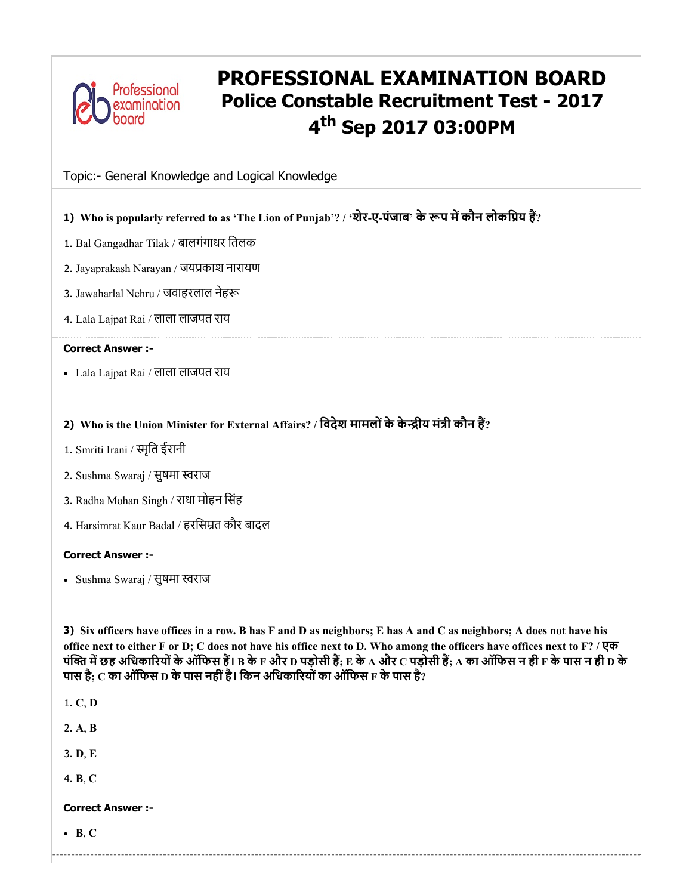# PROFESSIONAL EXAMINATION BOARD
## Police Constable Recruitment Test - 2017
## 4th Sep 2017 03:00PM

Topic:- General Knowledge and Logical Knowledge

**1) Who is popularly referred to as 'The Lion of Punjab'? / 'शेर-ए-पंजाब' के रूप में कौन लोकप्रिय हैं?**

1. Bal Gangadhar Tilak / बालगंगाधर तिलक

2. Jayaprakash Narayan / जयप्रकाश नारायण

3. Jawaharlal Nehru / जवाहरलाल नेहरू

4. Lala Lajpat Rai / लाला लाजपत राय

**Correct Answer :-**

- Lala Lajpat Rai / लाला लाजपत राय

**2) Who is the Union Minister for External Affairs? / विदेश मामलों के केन्द्रीय मंत्री कौन हैं?**

1. Smriti Irani / स्मृति ईरानी

2. Sushma Swaraj / सुषमा स्वराज

3. Radha Mohan Singh / राधा मोहन सिंह

4. Harsimrat Kaur Badal / हरसिम्रत कौर बादल

**Correct Answer :-**

- Sushma Swaraj / सुषमा स्वराज

**3) Six officers have offices in a row. B has F and D as neighbors; E has A and C as neighbors; A does not have his office next to either F or D; C does not have his office next to D. Who among the officers have offices next to F? / एक पंक्ति में छह अधिकारियों के ऑफिस हैं। B के F और D पड़ोसी हैं; E के A और C पड़ोसी हैं; A का ऑफिस न ही F के पास न ही D के पास है; C का ऑफिस D के पास नहीं है। किन अधिकारियों का ऑफिस F के पास है?**

1. **C, D**

2. **A, B**

3. **D, E**

4. **B, C**

**Correct Answer :-**

- **B, C**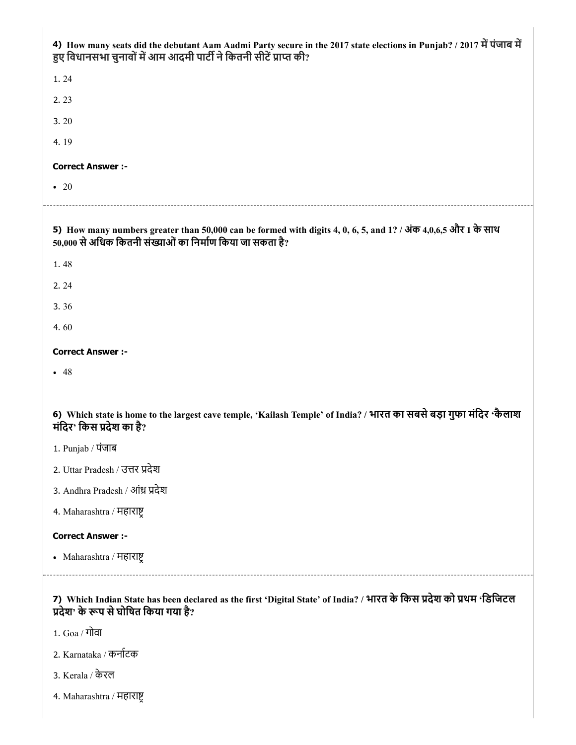**4)** **How many seats did the debutant Aam Aadmi Party secure in the 2017 state elections in Punjab? / 2017 में पंजाब में हुए विधानसभा चुनावों में आम आदमी पार्टी ने कितनी सीटें प्राप्त की?**

1. 24
2. 23
3. 20
4. 19

**Correct Answer :-**

- 20

---

**5)** **How many numbers greater than 50,000 can be formed with digits 4, 0, 6, 5, and 1? / अंक 4,0,6,5 और 1 के साथ 50,000 से अधिक कितनी संख्याओं का निर्माण किया जा सकता है?**

1. 48
2. 24
3. 36
4. 60

**Correct Answer :-**

- 48

**6)** **Which state is home to the largest cave temple, 'Kailash Temple' of India? / भारत का सबसे बड़ा गुफा मंदिर 'कैलाश मंदिर' किस प्रदेश का है?**

1. Punjab / पंजाब
2. Uttar Pradesh / उत्तर प्रदेश
3. Andhra Pradesh / आंध्र प्रदेश
4. Maharashtra / महाराष्ट्र

**Correct Answer :-**

- Maharashtra / महाराष्ट्र

---

**7)** **Which Indian State has been declared as the first 'Digital State' of India? / भारत के किस प्रदेश को प्रथम 'डिजिटल प्रदेश' के रूप से घोषित किया गया है?**

1. Goa / गोवा
2. Karnataka / कर्नाटक
3. Kerala / केरल
4. Maharashtra / महाराष्ट्र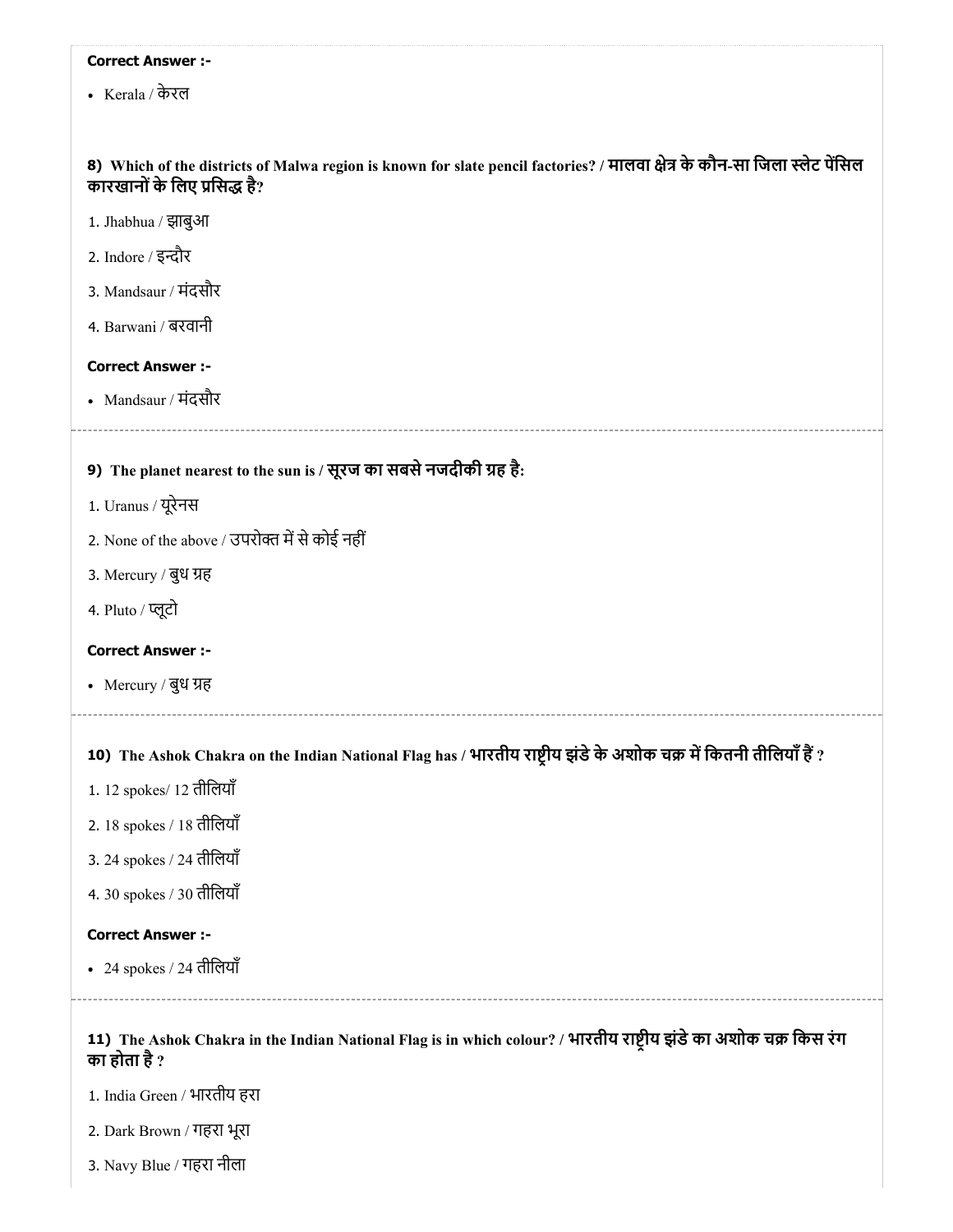**Correct Answer :-**

- Kerala / केरल

**8) Which of the districts of Malwa region is known for slate pencil factories? / मालवा क्षेत्र के कौन-सा जिला स्लेट पेंसिल कारखानों के लिए प्रसिद्ध है?**

1. Jhabhua / झाबुआ
2. Indore / इन्दौर
3. Mandsaur / मंदसौर
4. Barwani / बरवानी

**Correct Answer :-**

- Mandsaur / मंदसौर

**9) The planet nearest to the sun is / सूरज का सबसे नजदीकी ग्रह है:**

1. Uranus / यूरेनस
2. None of the above / उपरोक्त में से कोई नहीं
3. Mercury / बुध ग्रह
4. Pluto / प्लूटो

**Correct Answer :-**

- Mercury / बुध ग्रह

**10) The Ashok Chakra on the Indian National Flag has / भारतीय राष्ट्रीय झंडे के अशोक चक्र में कितनी तीलियाँ हैं ?**

1. 12 spokes/ 12 तीलियाँ
2. 18 spokes / 18 तीलियाँ
3. 24 spokes / 24 तीलियाँ
4. 30 spokes / 30 तीलियाँ

**Correct Answer :-**

- 24 spokes / 24 तीलियाँ

**11) The Ashok Chakra in the Indian National Flag is in which colour? / भारतीय राष्ट्रीय झंडे का अशोक चक्र किस रंग का होता है ?**

1. India Green / भारतीय हरा
2. Dark Brown / गहरा भूरा
3. Navy Blue / गहरा नीला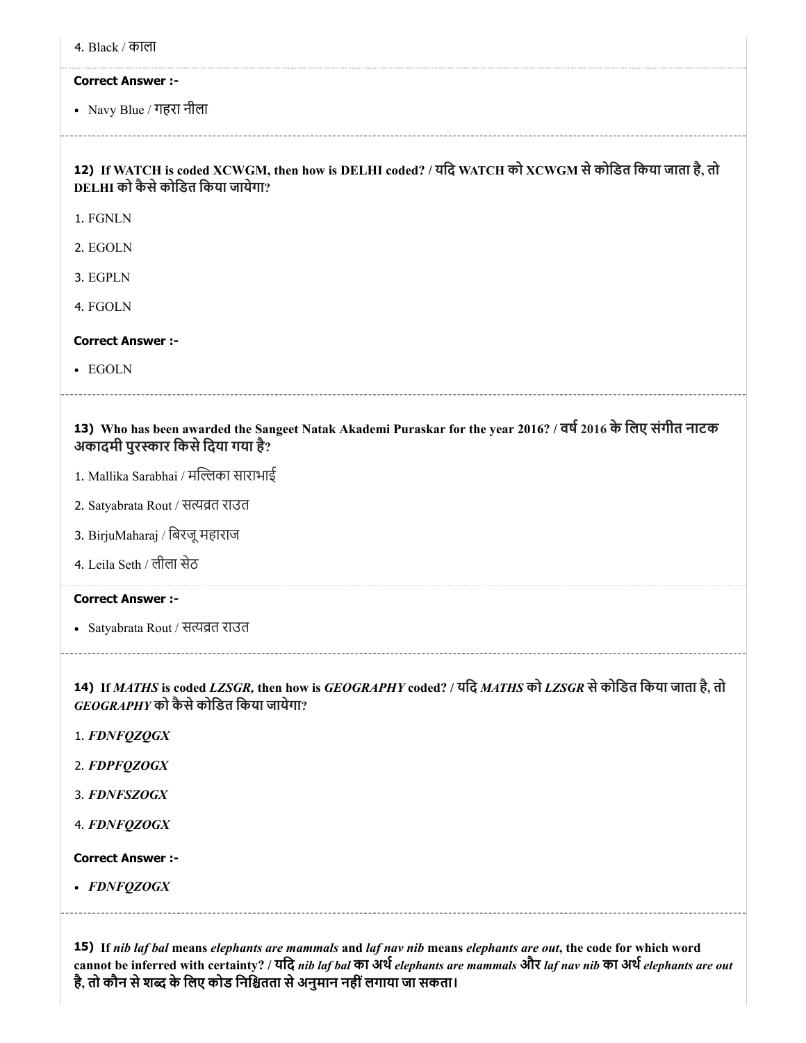4. Black / काला

**Correct Answer :-**

- Navy Blue / गहरा नीला

---

**12) If WATCH is coded XCWGM, then how is DELHI coded? / यदि WATCH को XCWGM से कोडित किया जाता है, तो DELHI को कैसे कोडित किया जायेगा?**

1. FGNLN
2. EGOLN
3. EGPLN
4. FGOLN

**Correct Answer :-**

- EGOLN

---

**13) Who has been awarded the Sangeet Natak Akademi Puraskar for the year 2016? / वर्ष 2016 के लिए संगीत नाटक अकादमी पुरस्कार किसे दिया गया है?**

1. Mallika Sarabhai / मल्लिका साराभाई
2. Satyabrata Rout / सत्यव्रत राउत
3. BirjuMaharaj / बिरजू महाराज
4. Leila Seth / लीला सेठ

**Correct Answer :-**

- Satyabrata Rout / सत्यव्रत राउत

---

**14) If *MATHS* is coded *LZSGR,* then how is *GEOGRAPHY* coded? / यदि *MATHS* को *LZSGR* से कोडित किया जाता है, तो *GEOGRAPHY* को कैसे कोडित किया जायेगा?**

1. ***FDNFQZQGX***
2. ***FDPFQZOGX***
3. ***FDNFSZOGX***
4. ***FDNFQZOGX***

**Correct Answer :-**

- ***FDNFQZOGX***

---

**15) If *nib laf bal* means *elephants are mammals* and *laf nav nib* means *elephants are out*, the code for which word cannot be inferred with certainty? / यदि *nib laf bal* का अर्थ *elephants are mammals* और *laf nav nib* का अर्थ *elephants are out* है, तो कौन से शब्द के लिए कोड निश्चितता से अनुमान नहीं लगाया जा सकता।**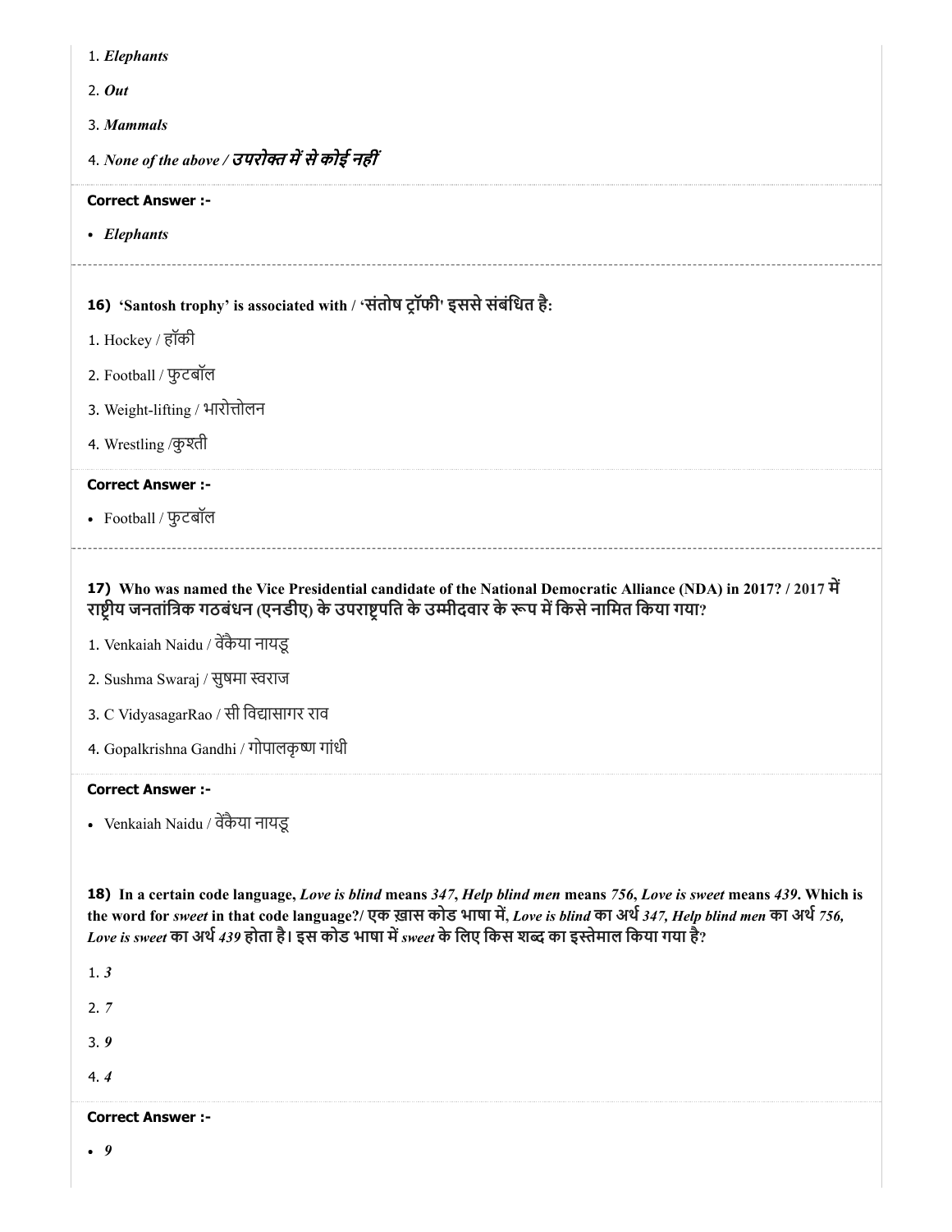1. *Elephants*

2. *Out*

3. *Mammals*

4. *None of the above / उपरोक्त में से कोई नहीं*

**Correct Answer :-**

- *Elephants*

**16) 'Santosh trophy' is associated with / 'संतोष ट्रॉफी' इससे संबंधित है:**

1. Hockey / हॉकी

2. Football / फुटबॉल

3. Weight-lifting / भारोत्तोलन

4. Wrestling /कुश्ती

**Correct Answer :-**

- Football / फुटबॉल

**17) Who was named the Vice Presidential candidate of the National Democratic Alliance (NDA) in 2017? / 2017 में राष्ट्रीय जनतांत्रिक गठबंधन (एनडीए) के उपराष्ट्रपति के उम्मीदवार के रूप में किसे नामित किया गया?**

1. Venkaiah Naidu / वेंकैया नायडू

2. Sushma Swaraj / सुषमा स्वराज

3. C VidyasagarRao / सी विद्यासागर राव

4. Gopalkrishna Gandhi / गोपालकृष्ण गांधी

**Correct Answer :-**

- Venkaiah Naidu / वेंकैया नायडू

**18) In a certain code language, *Love is blind* means *347*, *Help blind men* means *756*, *Love is sweet* means *439*. Which is the word for *sweet* in that code language?/ एक ख़ास कोड भाषा में, *Love is blind* का अर्थ *347*, *Help blind men* का अर्थ *756*, *Love is sweet* का अर्थ *439* होता है। इस कोड भाषा में *sweet* के लिए किस शब्द का इस्तेमाल किया गया है?**

1. *3*

2. *7*

3. *9*

4. *4*

**Correct Answer :-**

- *9*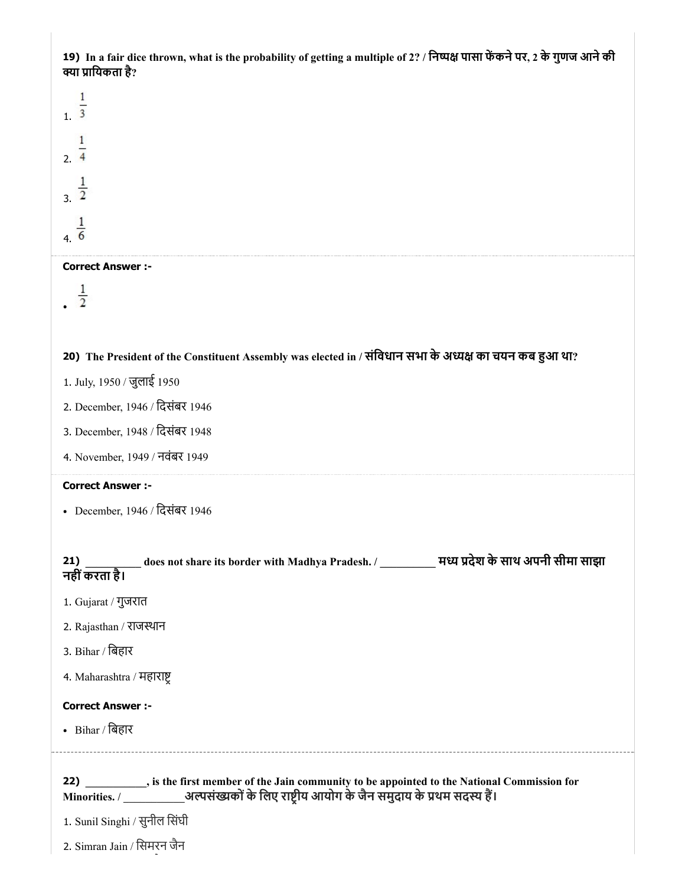**19) In a fair dice thrown, what is the probability of getting a multiple of 2? / निष्पक्ष पासा फेंकने पर, 2 के गुणज आने की क्या प्रायिकता है?**

1. $\frac{1}{3}$
2. $\frac{1}{4}$
3. $\frac{1}{2}$
4. $\frac{1}{6}$

**Correct Answer :-**

- $\frac{1}{2}$

**20) The President of the Constituent Assembly was elected in / संविधान सभा के अध्यक्ष का चयन कब हुआ था?**

1. July, 1950 / जुलाई 1950
2. December, 1946 / दिसंबर 1946
3. December, 1948 / दिसंबर 1948
4. November, 1949 / नवंबर 1949

**Correct Answer :-**

- December, 1946 / दिसंबर 1946

**21) __________ does not share its border with Madhya Pradesh. / __________ मध्य प्रदेश के साथ अपनी सीमा साझा नहीं करता है।**

1. Gujarat / गुजरात
2. Rajasthan / राजस्थान
3. Bihar / बिहार
4. Maharashtra / महाराष्ट्र

**Correct Answer :-**

- Bihar / बिहार

**22) ___________, is the first member of the Jain community to be appointed to the National Commission for Minorities. / ___________अल्पसंख्यकों के लिए राष्ट्रीय आयोग के जैन समुदाय के प्रथम सदस्य हैं।**

1. Sunil Singhi / सुनील सिंघी
2. Simran Jain / सिमरन जैन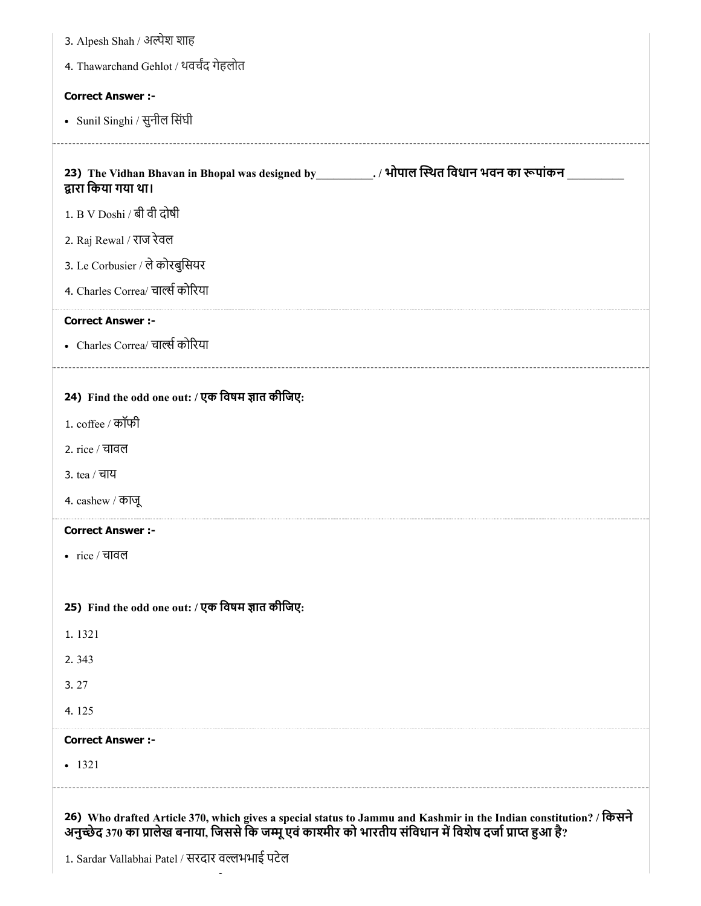3. Alpesh Shah / अल्पेश शाह

4. Thawarchand Gehlot / थवर्चंद गेहलोत

**Correct Answer :-**

- Sunil Singhi / सुनील सिंघी

---

**23) The Vidhan Bhavan in Bhopal was designed by__________. / भोपाल स्थित विधान भवन का रूपांकन __________ द्वारा किया गया था।**

1. B V Doshi / बी वी दोषी

2. Raj Rewal / राज रेवल

3. Le Corbusier / ले कोरबुसियर

4. Charles Correa/ चार्ल्स कोरिया

**Correct Answer :-**

- Charles Correa/ चार्ल्स कोरिया

---

**24) Find the odd one out: / एक विषम ज्ञात कीजिए:**

1. coffee / कॉफी

2. rice / चावल

3. tea / चाय

4. cashew / काजू

**Correct Answer :-**

- rice / चावल

**25) Find the odd one out: / एक विषम ज्ञात कीजिए:**

1. 1321

2. 343

3. 27

4. 125

**Correct Answer :-**

- 1321

---

**26) Who drafted Article 370, which gives a special status to Jammu and Kashmir in the Indian constitution? / किसने अनुच्छेद 370 का प्रालेख बनाया, जिससे कि जम्मू एवं काश्मीर को भारतीय संविधान में विशेष दर्जा प्राप्त हुआ है?**

1. Sardar Vallabhai Patel / सरदार वल्लभभाई पटेल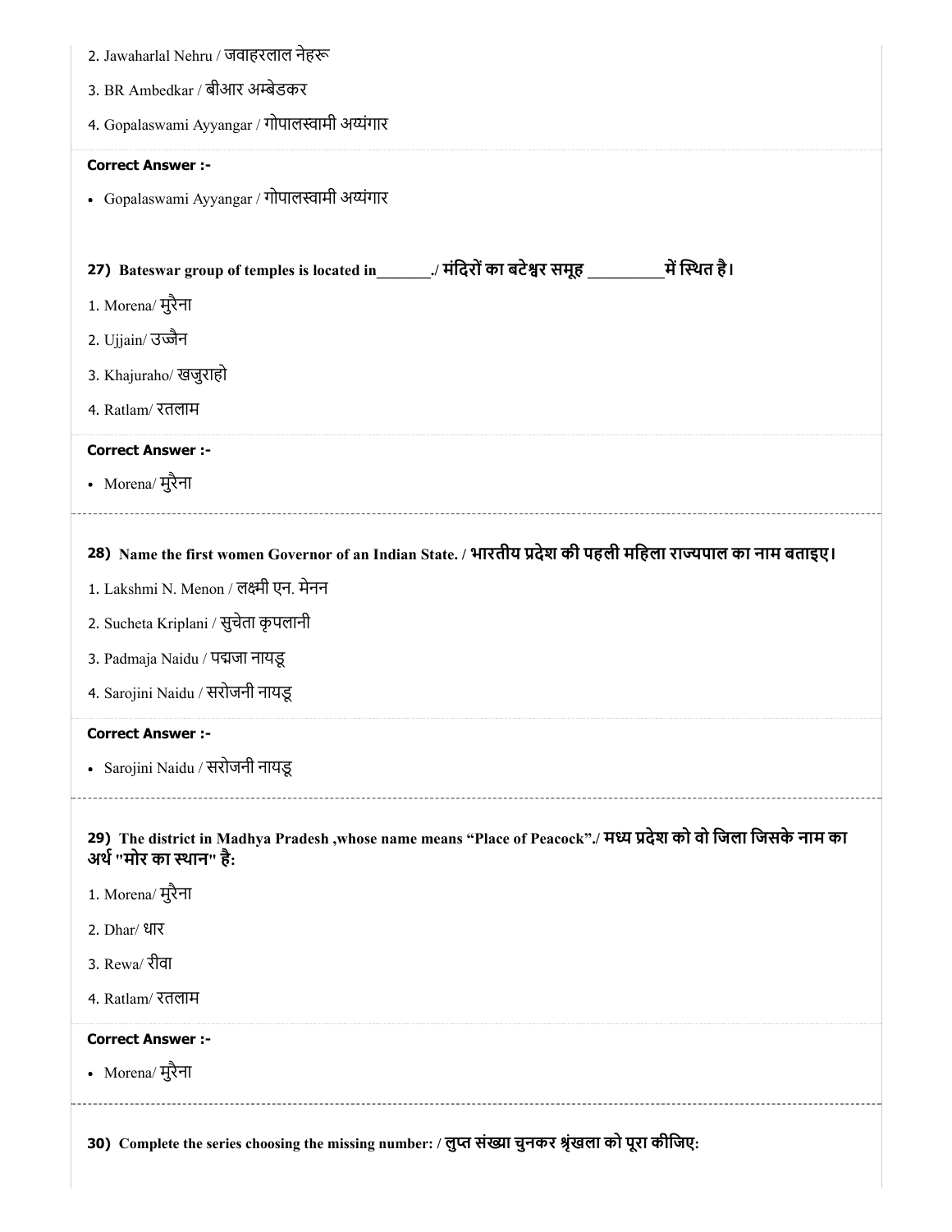2. Jawaharlal Nehru / जवाहरलाल नेहरू

3. BR Ambedkar / बीआर अम्बेडकर

4. Gopalaswami Ayyangar / गोपालस्वामी अय्यंगार

**Correct Answer :-**

- Gopalaswami Ayyangar / गोपालस्वामी अय्यंगार

**27) Bateswar group of temples is located in_______./ मंदिरों का बटेश्वर समूह _________में स्थित है।**

1. Morena/ मुरैना

2. Ujjain/ उज्जैन

3. Khajuraho/ खजुराहो

4. Ratlam/ रतलाम

**Correct Answer :-**

- Morena/ मुरैना

**28) Name the first women Governor of an Indian State. / भारतीय प्रदेश की पहली महिला राज्यपाल का नाम बताइए।**

1. Lakshmi N. Menon / लक्ष्मी एन. मेनन

2. Sucheta Kriplani / सुचेता कृपलानी

3. Padmaja Naidu / पद्मजा नायडू

4. Sarojini Naidu / सरोजनी नायडू

**Correct Answer :-**

- Sarojini Naidu / सरोजनी नायडू

**29) The district in Madhya Pradesh ,whose name means "Place of Peacock"./ मध्य प्रदेश को वो जिला जिसके नाम का अर्थ "मोर का स्थान" है:**

1. Morena/ मुरैना

2. Dhar/ धार

3. Rewa/ रीवा

4. Ratlam/ रतलाम

**Correct Answer :-**

- Morena/ मुरैना

**30) Complete the series choosing the missing number: / लुप्त संख्या चुनकर श्रृंखला को पूरा कीजिए:**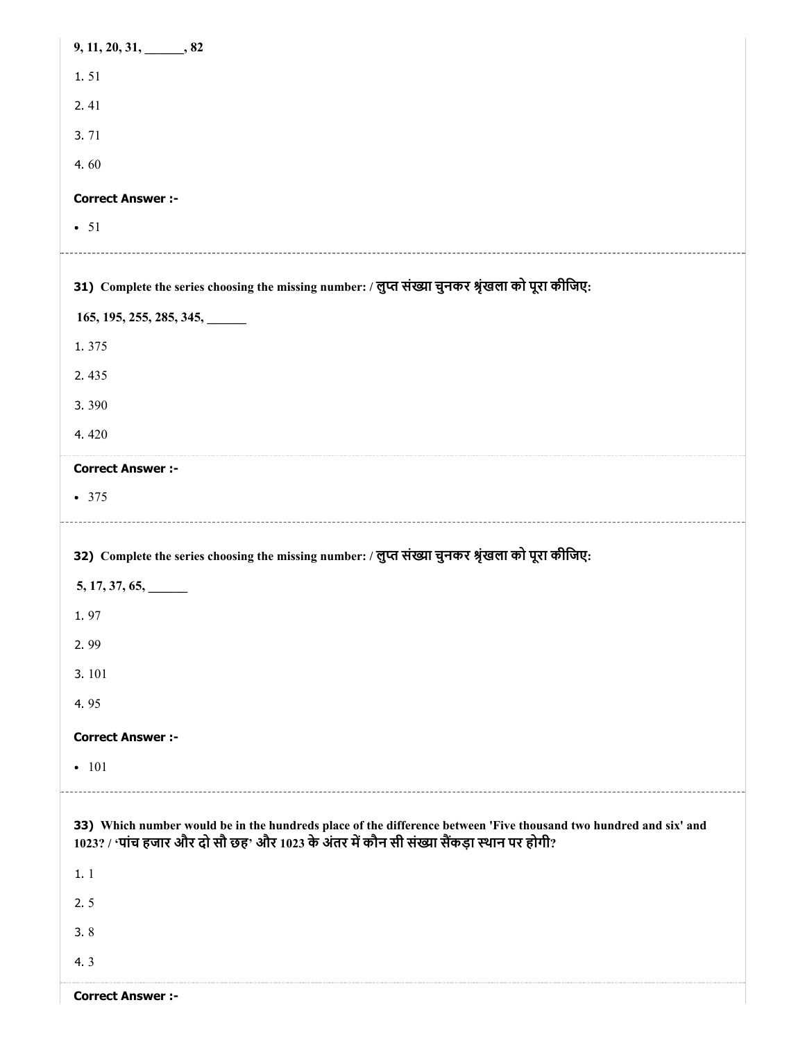9, 11, 20, 31, ______, 82

1. 51

2. 41

3. 71

4. 60

**Correct Answer :-**

- 51

---

**31)** **Complete the series choosing the missing number: / लुप्त संख्या चुनकर श्रृंखला को पूरा कीजिए:**

**165, 195, 255, 285, 345, ______**

1. 375

2. 435

3. 390

4. 420

**Correct Answer :-**

- 375

---

**32)** **Complete the series choosing the missing number: / लुप्त संख्या चुनकर श्रृंखला को पूरा कीजिए:**

**5, 17, 37, 65, ______**

1. 97

2. 99

3. 101

4. 95

**Correct Answer :-**

- 101

---

**33)** **Which number would be in the hundreds place of the difference between 'Five thousand two hundred and six' and 1023? / 'पांच हजार और दो सौ छह' और 1023 के अंतर में कौन सी संख्या सैंकड़ा स्थान पर होगी?**

1. 1

2. 5

3. 8

4. 3

**Correct Answer :-**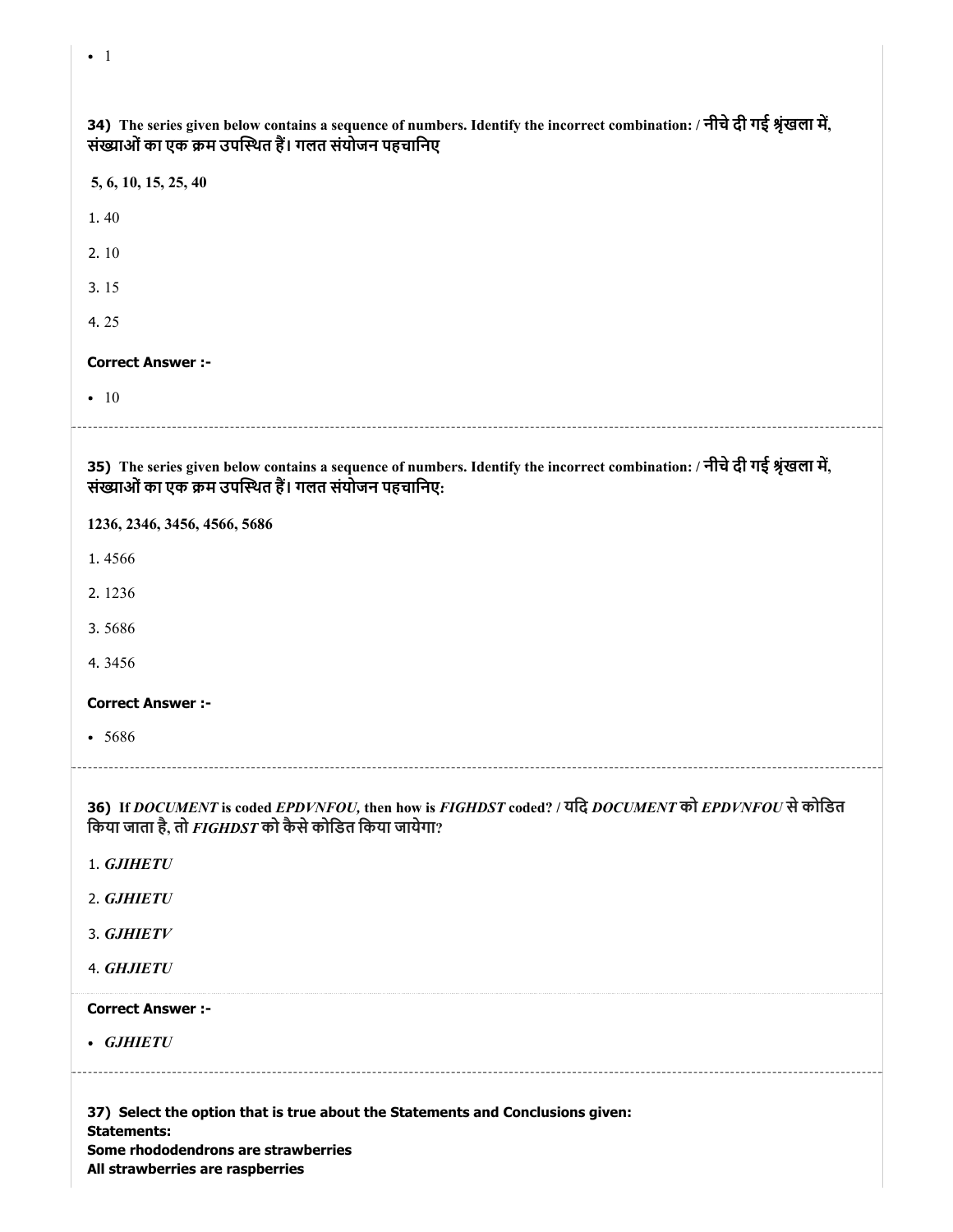- 1

**34) The series given below contains a sequence of numbers. Identify the incorrect combination: / नीचे दी गई श्रृंखला में, संख्याओं का एक क्रम उपस्थित हैं। गलत संयोजन पहचानिए**

**5, 6, 10, 15, 25, 40**

1. 40

2. 10

3. 15

4. 25

**Correct Answer :-**

- 10

**35) The series given below contains a sequence of numbers. Identify the incorrect combination: / नीचे दी गई श्रृंखला में, संख्याओं का एक क्रम उपस्थित हैं। गलत संयोजन पहचानिए:**

**1236, 2346, 3456, 4566, 5686**

1. 4566

2. 1236

3. 5686

4. 3456

**Correct Answer :-**

- 5686

**36) If *DOCUMENT* is coded *EPDVNFOU,* then how is *FIGHDST* coded? / यदि *DOCUMENT* को *EPDVNFOU* से कोडित किया जाता है, तो *FIGHDST* को कैसे कोडित किया जायेगा?**

1. ***GJIHETU***

2. ***GJHIETU***

3. ***GJHIETV***

4. ***GHJIETU***

**Correct Answer :-**

- ***GJHIETU***

**37) Select the option that is true about the Statements and Conclusions given:**
**Statements:**
**Some rhododendrons are strawberries**
**All strawberries are raspberries**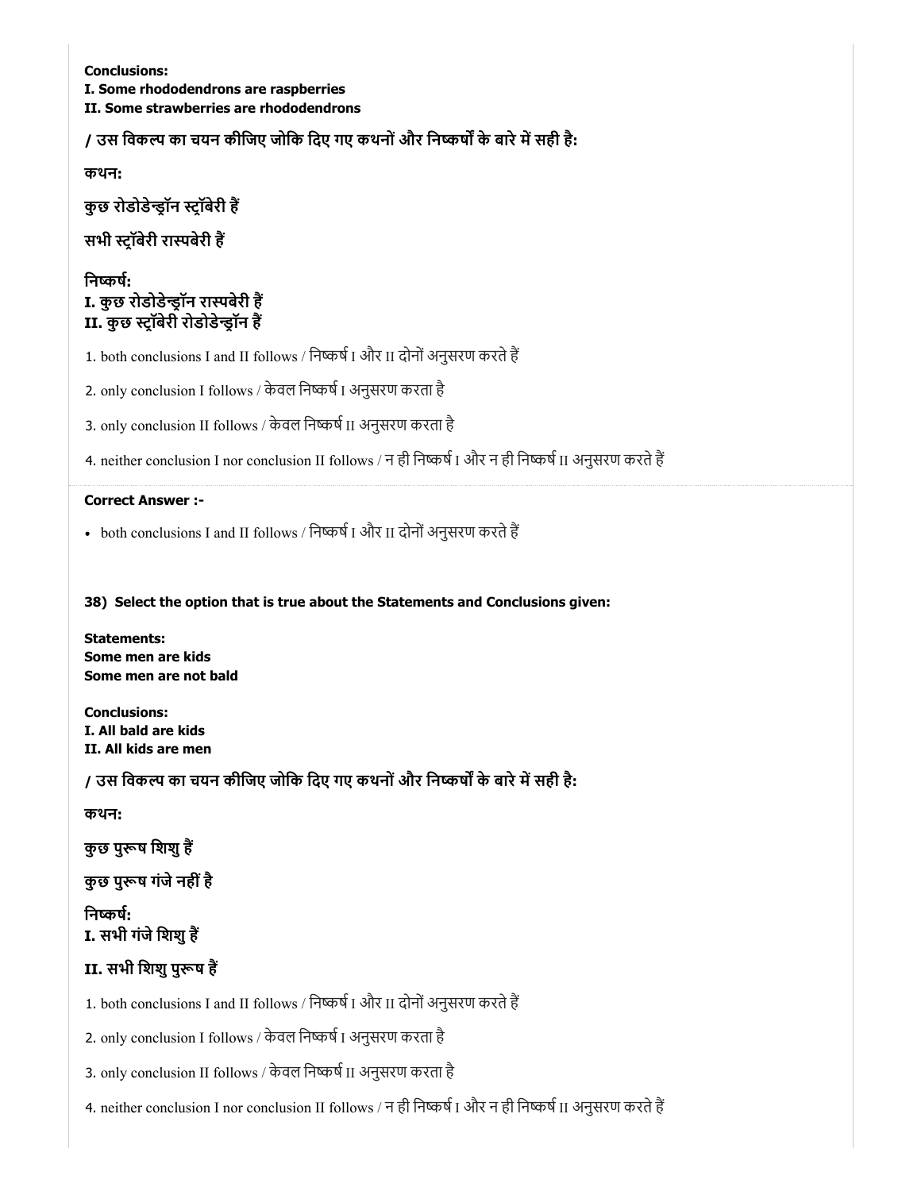**Conclusions:**
**I. Some rhododendrons are raspberries**
**II. Some strawberries are rhododendrons**

**/ उस विकल्प का चयन कीजिए जोकि दिए गए कथनों और निष्कर्षों के बारे में सही है:**

**कथन:**

**कुछ रोडोडेन्ड्रॉन स्ट्रॉबेरी हैं**

**सभी स्ट्रॉबेरी रास्पबेरी हैं**

**निष्कर्ष:**
**I. कुछ रोडोडेन्ड्रॉन रास्पबेरी हैं**
**II. कुछ स्ट्रॉबेरी रोडोडेन्ड्रॉन हैं**

1. both conclusions I and II follows / निष्कर्ष I और II दोनों अनुसरण करते हैं

2. only conclusion I follows / केवल निष्कर्ष I अनुसरण करता है

3. only conclusion II follows / केवल निष्कर्ष II अनुसरण करता है

4. neither conclusion I nor conclusion II follows / न ही निष्कर्ष I और न ही निष्कर्ष II अनुसरण करते हैं

**Correct Answer :-**

- both conclusions I and II follows / निष्कर्ष I और II दोनों अनुसरण करते हैं

**38) Select the option that is true about the Statements and Conclusions given:**

**Statements:**
**Some men are kids**
**Some men are not bald**

**Conclusions:**
**I. All bald are kids**
**II. All kids are men**

**/ उस विकल्प का चयन कीजिए जोकि दिए गए कथनों और निष्कर्षों के बारे में सही है:**

**कथन:**

**कुछ पुरूष शिशु हैं**

**कुछ पुरूष गंजे नहीं है**

**निष्कर्ष:**
**I. सभी गंजे शिशु हैं**

**II. सभी शिशु पुरूष हैं**

1. both conclusions I and II follows / निष्कर्ष I और II दोनों अनुसरण करते हैं

2. only conclusion I follows / केवल निष्कर्ष I अनुसरण करता है

3. only conclusion II follows / केवल निष्कर्ष II अनुसरण करता है

4. neither conclusion I nor conclusion II follows / न ही निष्कर्ष I और न ही निष्कर्ष II अनुसरण करते हैं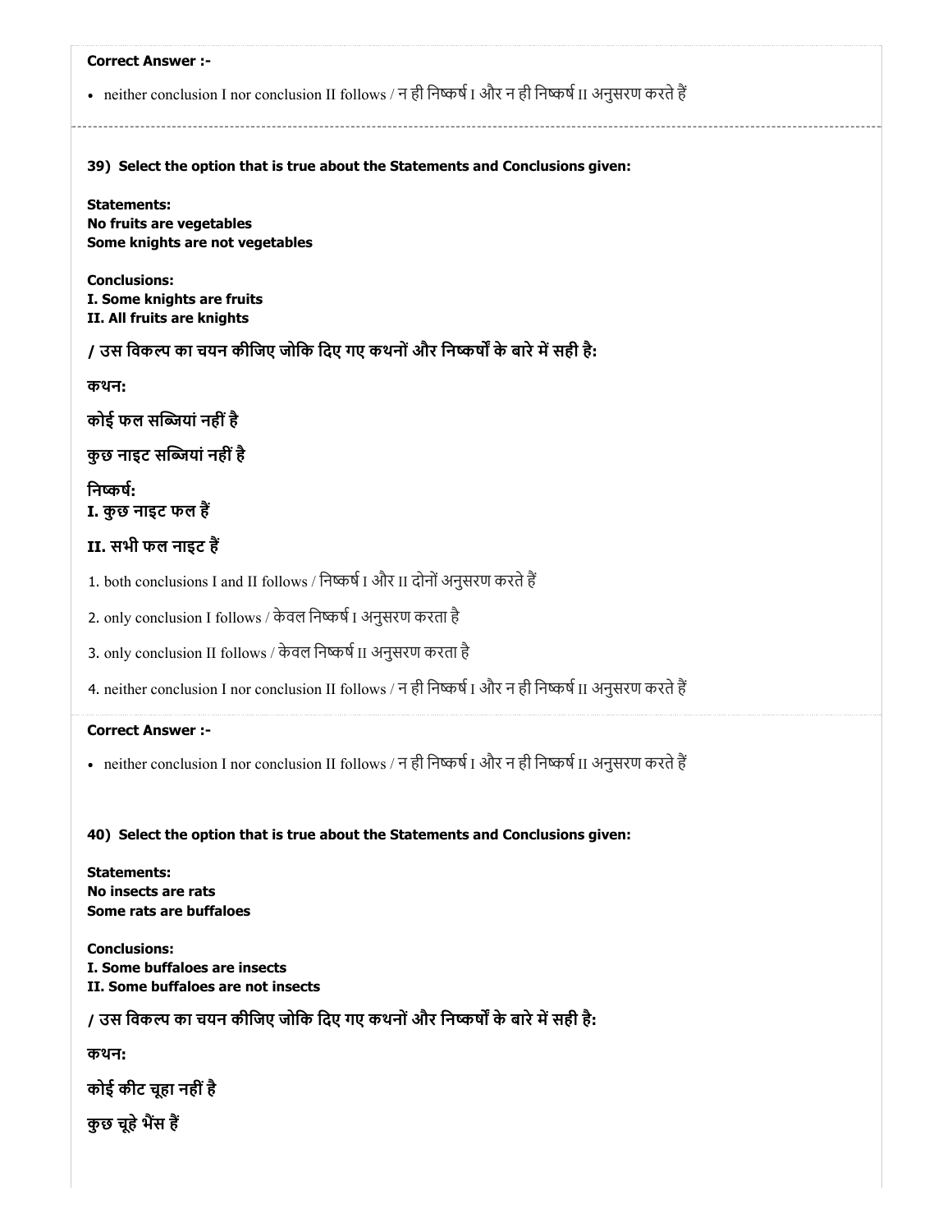**Correct Answer :-**

- neither conclusion I nor conclusion II follows / न ही निष्कर्ष I और न ही निष्कर्ष II अनुसरण करते हैं

---

**39) Select the option that is true about the Statements and Conclusions given:**

**Statements:**
**No fruits are vegetables**
**Some knights are not vegetables**

**Conclusions:**
**I. Some knights are fruits**
**II. All fruits are knights**

**/ उस विकल्प का चयन कीजिए जोकि दिए गए कथनों और निष्कर्षों के बारे में सही है:**

**कथन:**

**कोई फल सब्जियां नहीं है**

**कुछ नाइट सब्जियां नहीं है**

**निष्कर्ष:**
**I. कुछ नाइट फल हैं**

**II. सभी फल नाइट हैं**

1. both conclusions I and II follows / निष्कर्ष I और II दोनों अनुसरण करते हैं
2. only conclusion I follows / केवल निष्कर्ष I अनुसरण करता है
3. only conclusion II follows / केवल निष्कर्ष II अनुसरण करता है
4. neither conclusion I nor conclusion II follows / न ही निष्कर्ष I और न ही निष्कर्ष II अनुसरण करते हैं

**Correct Answer :-**

- neither conclusion I nor conclusion II follows / न ही निष्कर्ष I और न ही निष्कर्ष II अनुसरण करते हैं

**40) Select the option that is true about the Statements and Conclusions given:**

**Statements:**
**No insects are rats**
**Some rats are buffaloes**

**Conclusions:**
**I. Some buffaloes are insects**
**II. Some buffaloes are not insects**

**/ उस विकल्प का चयन कीजिए जोकि दिए गए कथनों और निष्कर्षों के बारे में सही है:**

**कथन:**

**कोई कीट चूहा नहीं है**

**कुछ चूहे भैंस हैं**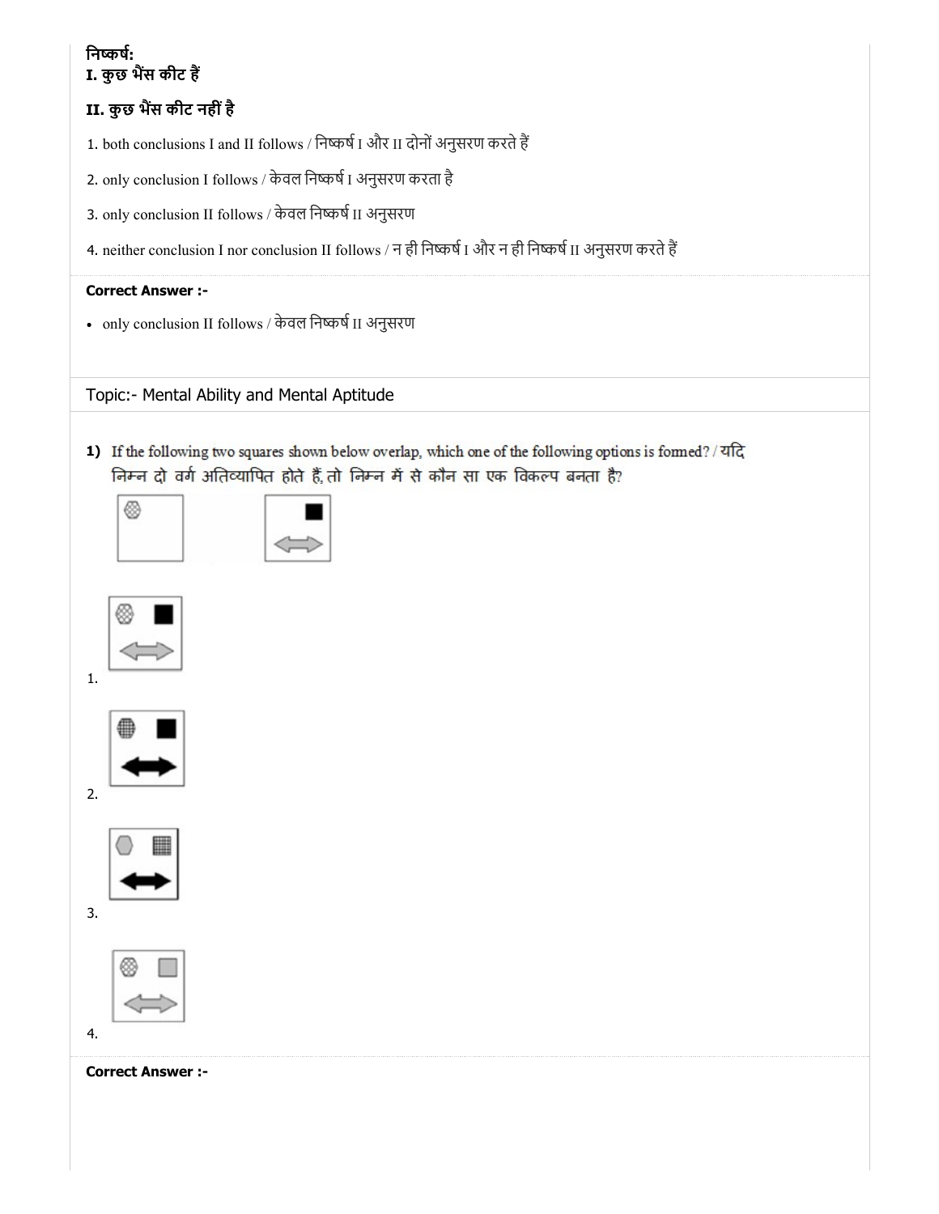**निष्कर्ष:**

**I. कुछ भैंस कीट हैं**

**II. कुछ भैंस कीट नहीं है**

1. both conclusions I and II follows / निष्कर्ष I और II दोनों अनुसरण करते हैं

2. only conclusion I follows / केवल निष्कर्ष I अनुसरण करता है

3. only conclusion II follows / केवल निष्कर्ष II अनुसरण

4. neither conclusion I nor conclusion II follows / न ही निष्कर्ष I और न ही निष्कर्ष II अनुसरण करते हैं

**Correct Answer :-**

- only conclusion II follows / केवल निष्कर्ष II अनुसरण

Topic:- Mental Ability and Mental Aptitude

1) If the following two squares shown below overlap, which one of the following options is formed? / यदि निम्न दो वर्ग अतिव्यापित होते हैं, तो निम्न में से कौन सा एक विकल्प बनता है?

1.

2.

3.

4.

**Correct Answer :-**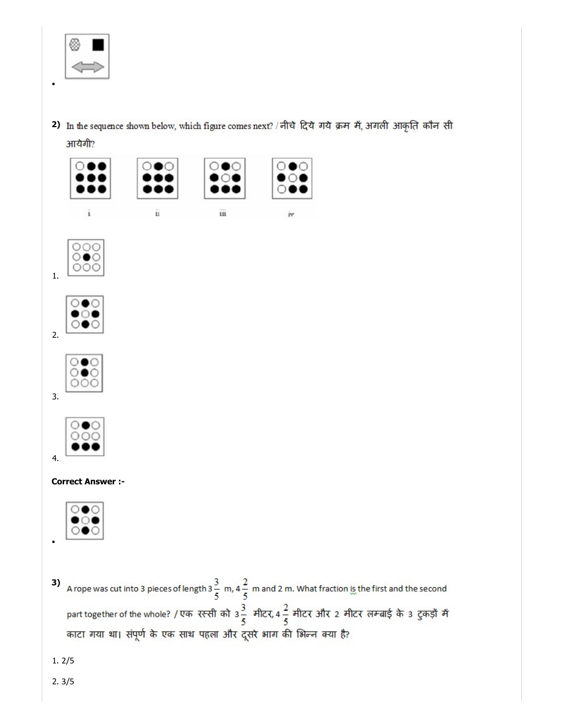•

2) In the sequence shown below, which figure comes next? / नीचे दिये गये क्रम में, अगली आकृति कौन सी आयेगी?

i ii iii iv

1.

2.

3.

4.

**Correct Answer :-**

•

3) A rope was cut into 3 pieces of length $3\frac{3}{5}$ m, $4\frac{2}{5}$ m and 2 m. What fraction is the first and the second part together of the whole? / एक रस्सी को $3\frac{3}{5}$ मीटर, $4\frac{2}{5}$ मीटर और 2 मीटर लम्बाई के 3 टुकड़ों में काटा गया था। संपूर्ण के एक साथ पहला और दूसरे भाग की भिन्न क्या है?

1. 2/5

2. 3/5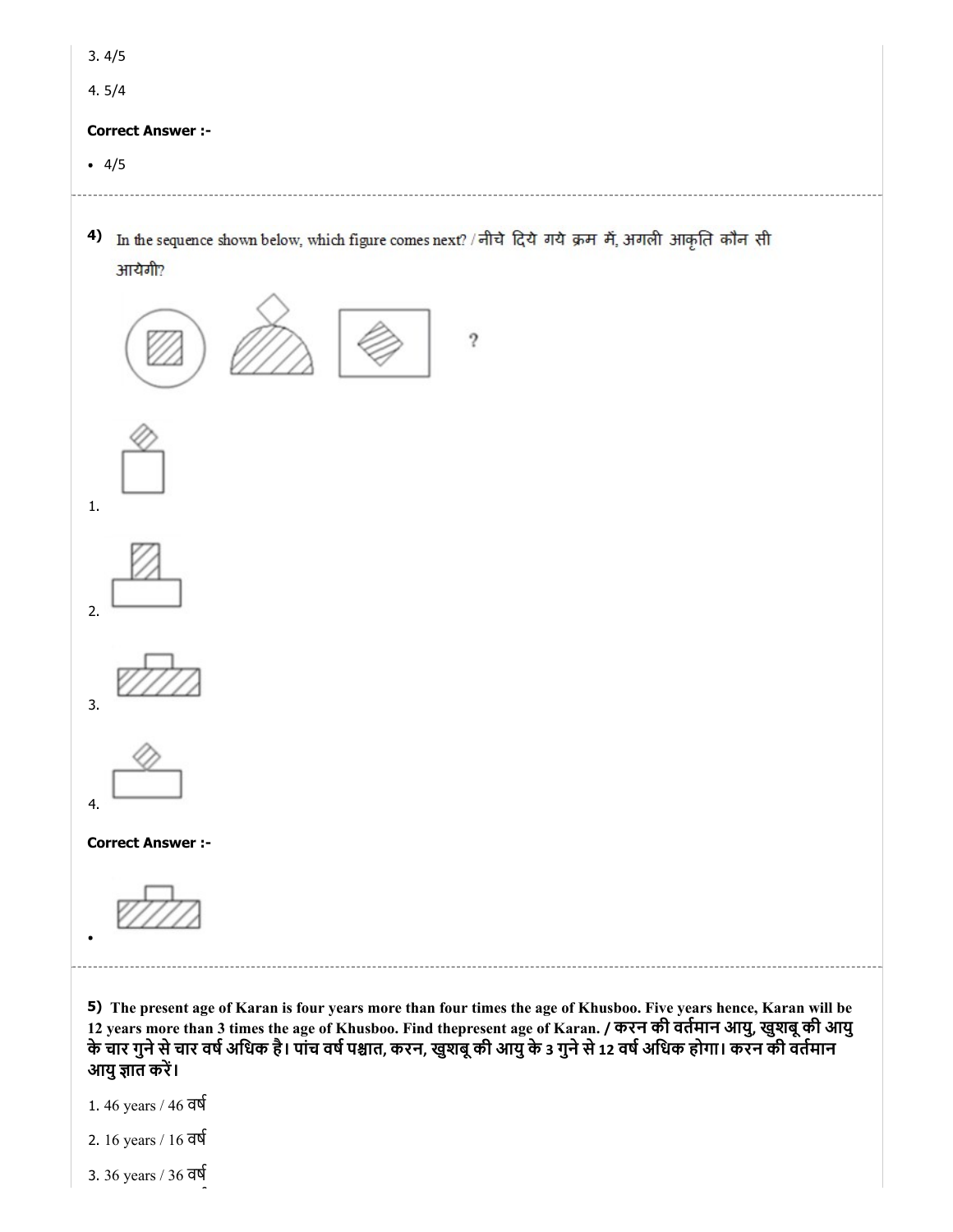3. 4/5

4. 5/4

**Correct Answer :-**

- 4/5

---

**4)** In the sequence shown below, which figure comes next? / नीचे दिये गये क्रम में, अगली आकृति कौन सी आयेगी?

1.

2.

3.

4.

**Correct Answer :-**

- 

---

**5)** **The present age of Karan is four years more than four times the age of Khusboo. Five years hence, Karan will be 12 years more than 3 times the age of Khusboo. Find thepresent age of Karan. / करन की वर्तमान आयु, खुशबू की आयु के चार गुने से चार वर्ष अधिक है। पांच वर्ष पश्चात, करन, खुशबू की आयु के 3 गुने से 12 वर्ष अधिक होगा। करन की वर्तमान आयु ज्ञात करें।**

1. 46 years / 46 वर्ष

2. 16 years / 16 वर्ष

3. 36 years / 36 वर्ष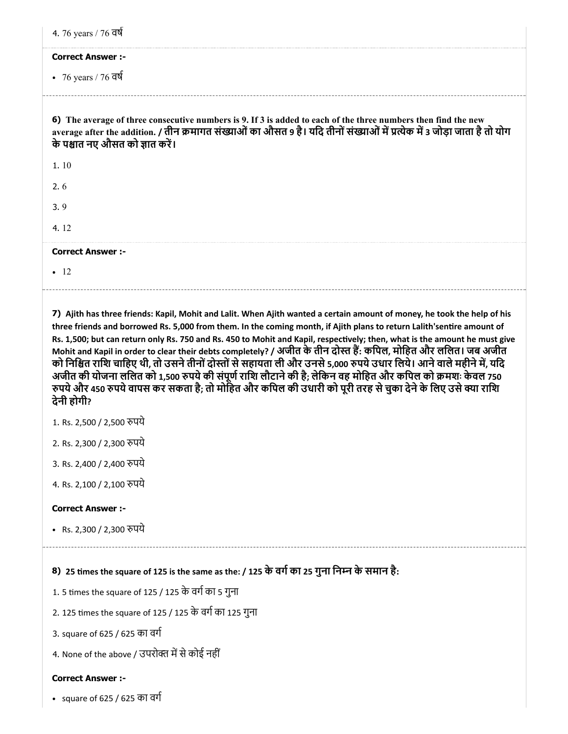4. 76 years / 76 वर्ष

**Correct Answer :-**

- 76 years / 76 वर्ष

---

**6) The average of three consecutive numbers is 9. If 3 is added to each of the three numbers then find the new average after the addition. / तीन क्रमागत संख्याओं का औसत 9 है। यदि तीनों संख्याओं में प्रत्येक में 3 जोड़ा जाता है तो योग के पश्चात नए औसत को ज्ञात करें।**

1. 10
2. 6
3. 9
4. 12

**Correct Answer :-**

- 12

---

**7) Ajith has three friends: Kapil, Mohit and Lalit. When Ajith wanted a certain amount of money, he took the help of his three friends and borrowed Rs. 5,000 from them. In the coming month, if Ajith plans to return Lalith'sentire amount of Rs. 1,500; but can return only Rs. 750 and Rs. 450 to Mohit and Kapil, respectively; then, what is the amount he must give Mohit and Kapil in order to clear their debts completely? / अजीत के तीन दोस्त हैं: कपिल, मोहित और ललित। जब अजीत को निश्चित राशि चाहिए थी, तो उसने तीनों दोस्तों से सहायता ली और उनसे 5,000 रुपये उधार लिये। आने वाले महीने में, यदि अजीत की योजना ललित को 1,500 रुपये की संपूर्ण राशि लौटाने की है; लेकिन वह मोहित और कपिल को क्रमशः केवल 750 रुपये और 450 रुपये वापस कर सकता है; तो मोहित और कपिल की उधारी को पूरी तरह से चुका देने के लिए उसे क्या राशि देनी होगी?**

1. Rs. 2,500 / 2,500 रुपये
2. Rs. 2,300 / 2,300 रुपये
3. Rs. 2,400 / 2,400 रुपये
4. Rs. 2,100 / 2,100 रुपये

**Correct Answer :-**

- Rs. 2,300 / 2,300 रुपये

---

**8) 25 times the square of 125 is the same as the: / 125 के वर्ग का 25 गुना निम्न के समान है:**

1. 5 times the square of 125 / 125 के वर्ग का 5 गुना
2. 125 times the square of 125 / 125 के वर्ग का 125 गुना
3. square of 625 / 625 का वर्ग
4. None of the above / उपरोक्त में से कोई नहीं

**Correct Answer :-**

- square of 625 / 625 का वर्ग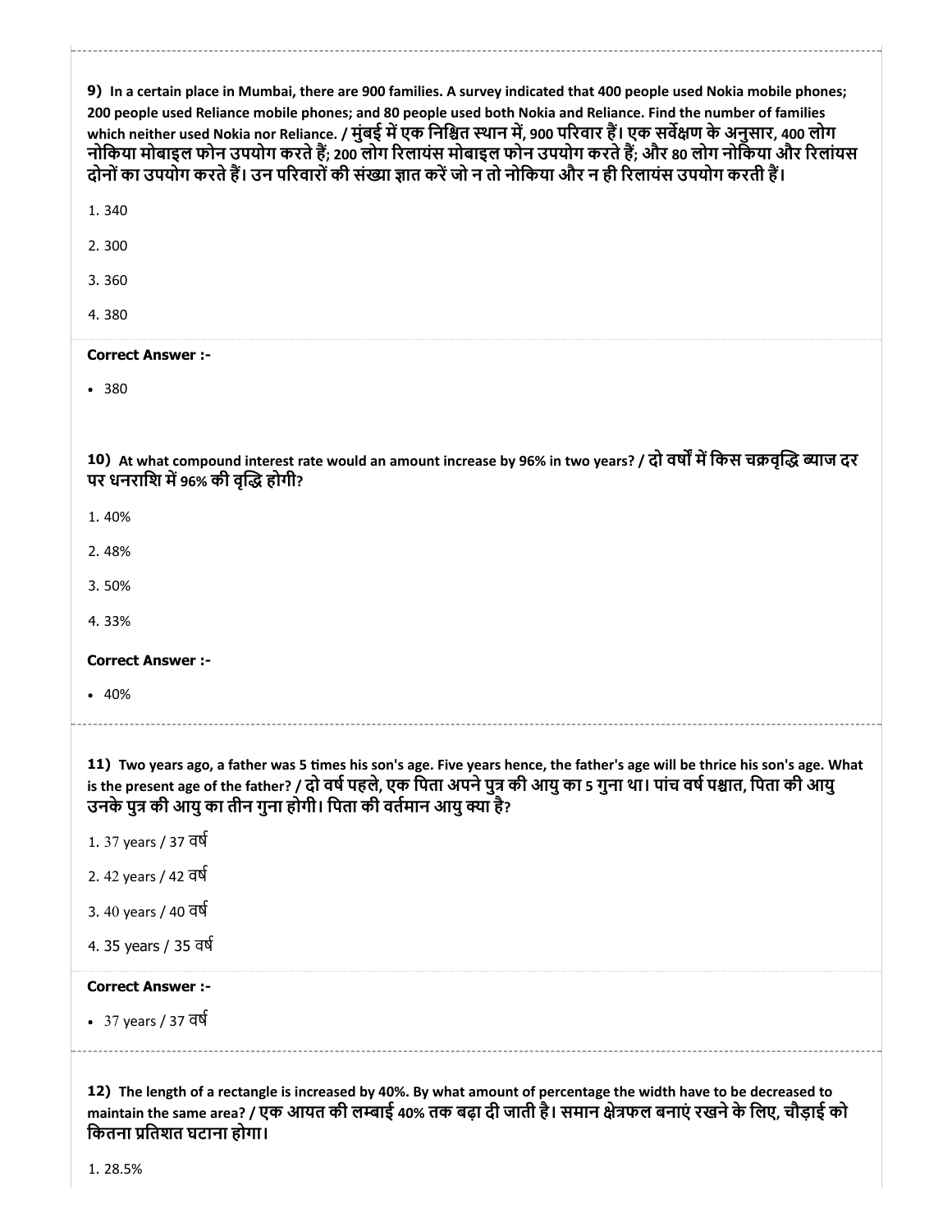**9)** **In a certain place in Mumbai, there are 900 families. A survey indicated that 400 people used Nokia mobile phones; 200 people used Reliance mobile phones; and 80 people used both Nokia and Reliance. Find the number of families which neither used Nokia nor Reliance. / मुंबई में एक निश्चित स्थान में, 900 परिवार हैं। एक सर्वेक्षण के अनुसार, 400 लोग नोकिया मोबाइल फोन उपयोग करते हैं; 200 लोग रिलायंस मोबाइल फोन उपयोग करते हैं; और 80 लोग नोकिया और रिलायंस दोनों का उपयोग करते हैं। उन परिवारों की संख्या ज्ञात करें जो न तो नोकिया और न ही रिलायंस उपयोग करती हैं।**

1. 340
2. 300
3. 360
4. 380

**Correct Answer :-**

- 380

**10)** **At what compound interest rate would an amount increase by 96% in two years? / दो वर्षों में किस चक्रवृद्धि ब्याज दर पर धनराशि में 96% की वृद्धि होगी?**

1. 40%
2. 48%
3. 50%
4. 33%

**Correct Answer :-**

- 40%

**11)** **Two years ago, a father was 5 times his son's age. Five years hence, the father's age will be thrice his son's age. What is the present age of the father? / दो वर्ष पहले, एक पिता अपने पुत्र की आयु का 5 गुना था। पांच वर्ष पश्चात, पिता की आयु उनके पुत्र की आयु का तीन गुना होगी। पिता की वर्तमान आयु क्या है?**

1. 37 years / 37 वर्ष
2. 42 years / 42 वर्ष
3. 40 years / 40 वर्ष
4. 35 years / 35 वर्ष

**Correct Answer :-**

- 37 years / 37 वर्ष

**12)** **The length of a rectangle is increased by 40%. By what amount of percentage the width have to be decreased to maintain the same area? / एक आयत की लम्बाई 40% तक बढ़ा दी जाती है। समान क्षेत्रफल बनाएं रखने के लिए, चौड़ाई को कितना प्रतिशत घटाना होगा।**

1. 28.5%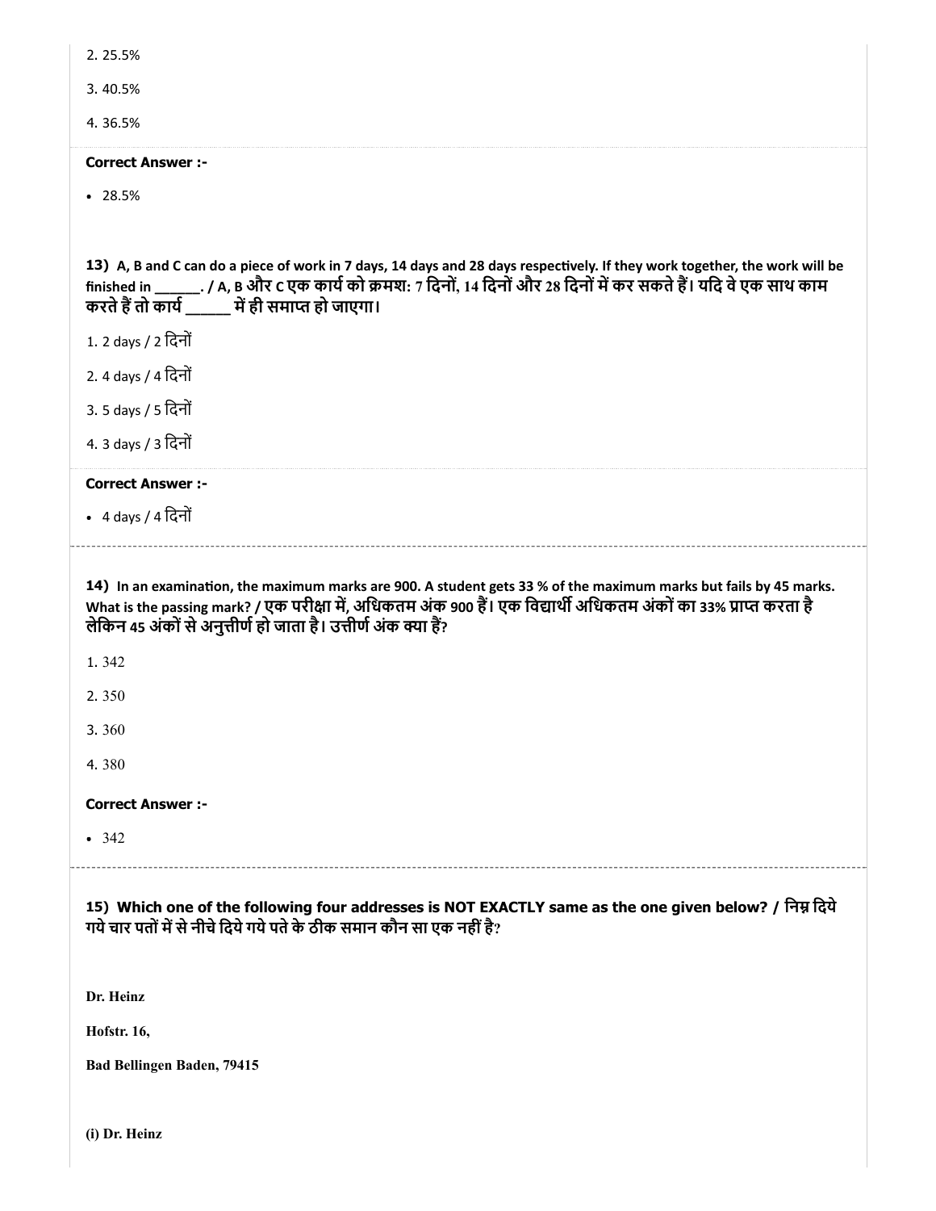2. 25.5%

3. 40.5%

4. 36.5%

**Correct Answer :-**

- 28.5%

**13) A, B and C can do a piece of work in 7 days, 14 days and 28 days respectively. If they work together, the work will be finished in ______. / A, B और C एक कार्य को क्रमशः 7 दिनों, 14 दिनों और 28 दिनों में कर सकते हैं। यदि वे एक साथ काम करते हैं तो कार्य ______ में ही समाप्त हो जाएगा।**

1. 2 days / 2 दिनों

2. 4 days / 4 दिनों

3. 5 days / 5 दिनों

4. 3 days / 3 दिनों

**Correct Answer :-**

- 4 days / 4 दिनों

**14) In an examination, the maximum marks are 900. A student gets 33 % of the maximum marks but fails by 45 marks. What is the passing mark? / एक परीक्षा में, अधिकतम अंक 900 हैं। एक विद्यार्थी अधिकतम अंकों का 33% प्राप्त करता है लेकिन 45 अंकों से अनुत्तीर्ण हो जाता है। उत्तीर्ण अंक क्या हैं?**

1. 342

2. 350

3. 360

4. 380

**Correct Answer :-**

- 342

**15) Which one of the following four addresses is NOT EXACTLY same as the one given below? / निम्न दिये गये चार पतों में से नीचे दिये गये पते के ठीक समान कौन सा एक नहीं है?**

**Dr. Heinz**

**Hofstr. 16,**

**Bad Bellingen Baden, 79415**

**(i) Dr. Heinz**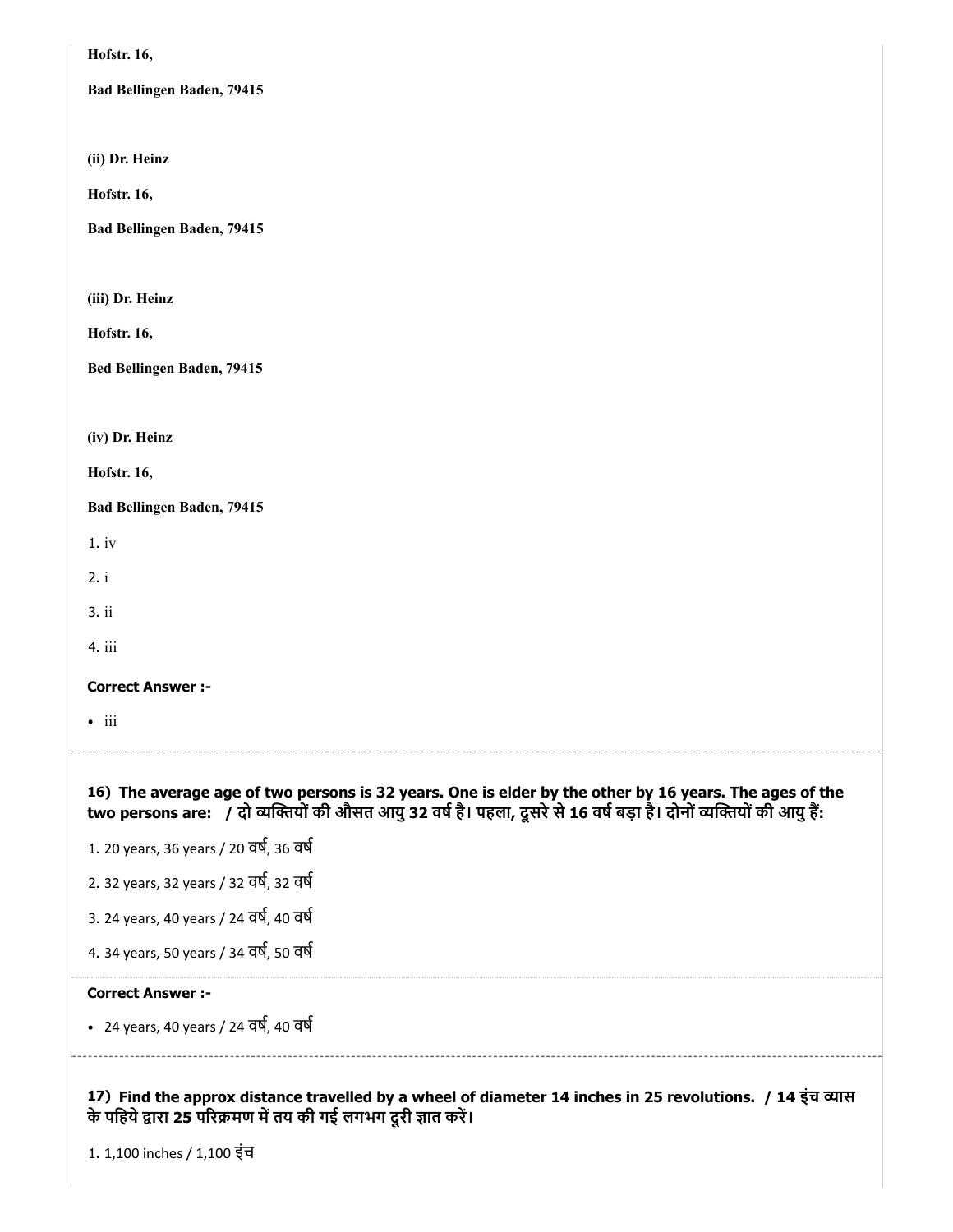**Hofstr. 16,**

**Bad Bellingen Baden, 79415**

**(ii) Dr. Heinz**

**Hofstr. 16,**

**Bad Bellingen Baden, 79415**

**(iii) Dr. Heinz**

**Hofstr. 16,**

**Bed Bellingen Baden, 79415**

**(iv) Dr. Heinz**

**Hofstr. 16,**

**Bad Bellingen Baden, 79415**

1. iv

2. i

3. ii

4. iii

**Correct Answer :-**

- iii

**16) The average age of two persons is 32 years. One is elder by the other by 16 years. The ages of the two persons are: / दो व्यक्तियों की औसत आयु 32 वर्ष है। पहला, दूसरे से 16 वर्ष बड़ा है। दोनों व्यक्तियों की आयु हैं:**

1. 20 years, 36 years / 20 वर्ष, 36 वर्ष

2. 32 years, 32 years / 32 वर्ष, 32 वर्ष

3. 24 years, 40 years / 24 वर्ष, 40 वर्ष

4. 34 years, 50 years / 34 वर्ष, 50 वर्ष

**Correct Answer :-**

- 24 years, 40 years / 24 वर्ष, 40 वर्ष

**17) Find the approx distance travelled by a wheel of diameter 14 inches in 25 revolutions. / 14 इंच व्यास के पहिये द्वारा 25 परिक्रमण में तय की गई लगभग दूरी ज्ञात करें।**

1. 1,100 inches / 1,100 इंच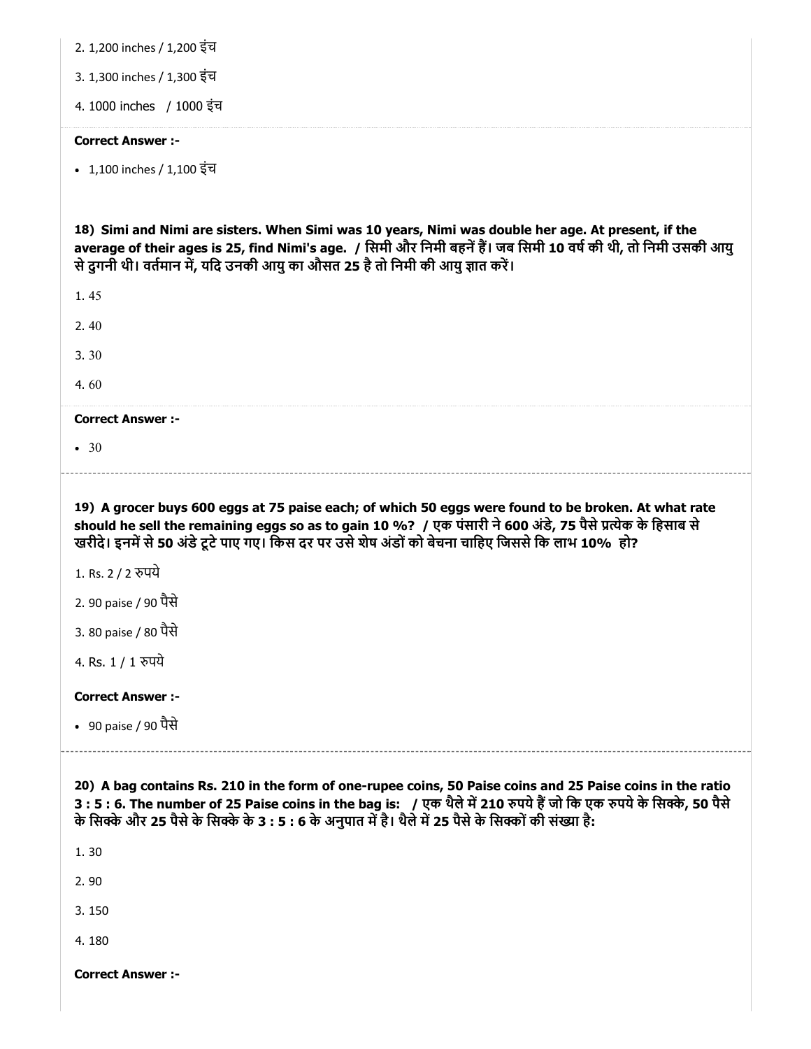2. 1,200 inches / 1,200 इंच

3. 1,300 inches / 1,300 इंच

4. 1000 inches / 1000 इंच

**Correct Answer :-**

- 1,100 inches / 1,100 इंच

**18) Simi and Nimi are sisters. When Simi was 10 years, Nimi was double her age. At present, if the average of their ages is 25, find Nimi's age. / सिमी और निमी बहनें हैं। जब सिमी 10 वर्ष की थी, तो निमी उसकी आयु से दुगनी थी। वर्तमान में, यदि उनकी आयु का औसत 25 है तो निमी की आयु ज्ञात करें।**

1. 45

2. 40

3. 30

4. 60

**Correct Answer :-**

- 30

**19) A grocer buys 600 eggs at 75 paise each; of which 50 eggs were found to be broken. At what rate should he sell the remaining eggs so as to gain 10 %? / एक पंसारी ने 600 अंडे, 75 पैसे प्रत्येक के हिसाब से खरीदे। इनमें से 50 अंडे टूटे पाए गए। किस दर पर उसे शेष अंडों को बेचना चाहिए जिससे कि लाभ 10% हो?**

1. Rs. 2 / 2 रुपये

2. 90 paise / 90 पैसे

3. 80 paise / 80 पैसे

4. Rs. 1 / 1 रुपये

**Correct Answer :-**

- 90 paise / 90 पैसे

**20) A bag contains Rs. 210 in the form of one-rupee coins, 50 Paise coins and 25 Paise coins in the ratio 3 : 5 : 6. The number of 25 Paise coins in the bag is: / एक थैले में 210 रुपये हैं जो कि एक रुपये के सिक्के, 50 पैसे के सिक्के और 25 पैसे के सिक्के के 3 : 5 : 6 के अनुपात में है। थैले में 25 पैसे के सिक्कों की संख्या है:**

1. 30

2. 90

3. 150

4. 180

**Correct Answer :-**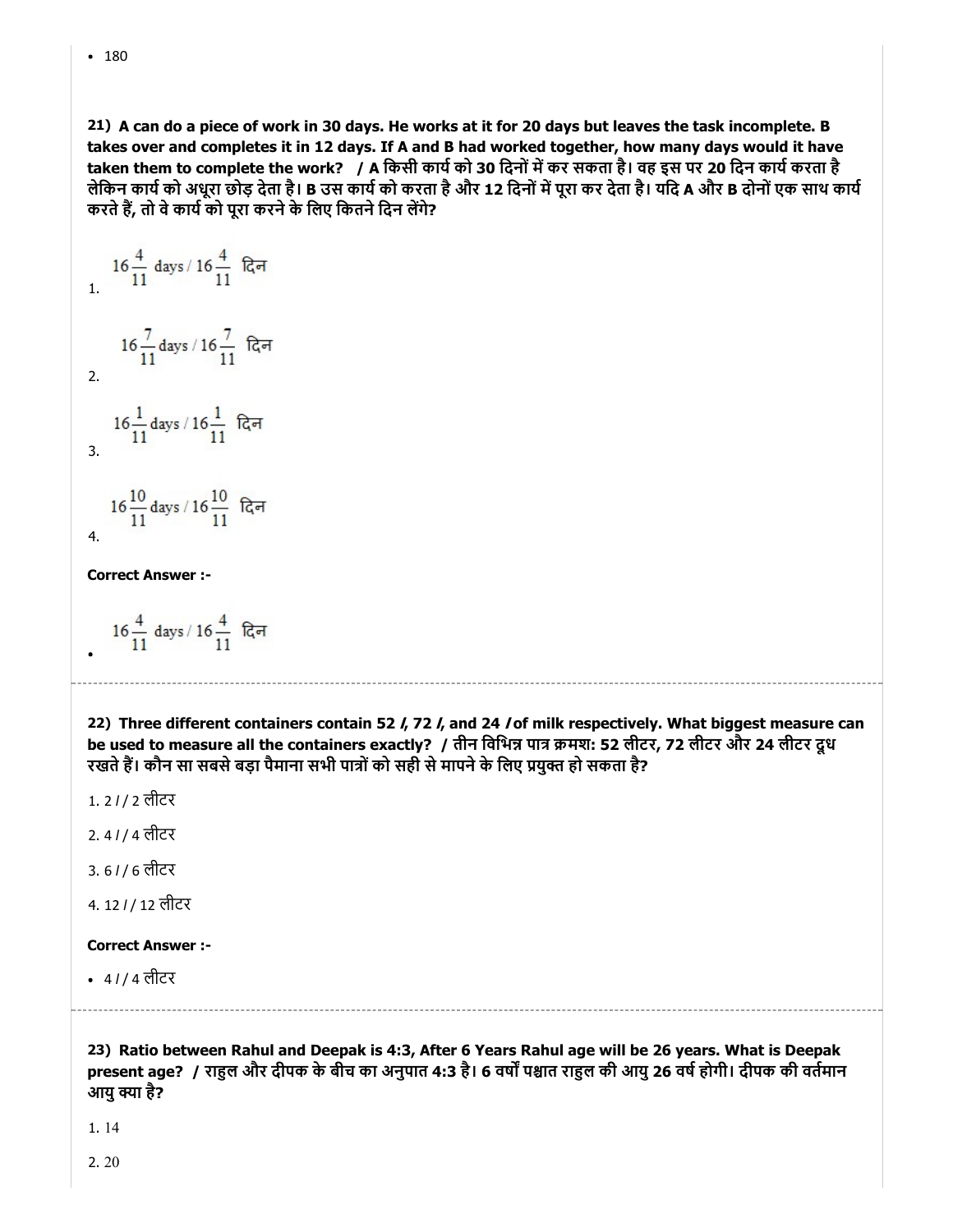- 180

**21) A can do a piece of work in 30 days. He works at it for 20 days but leaves the task incomplete. B takes over and completes it in 12 days. If A and B had worked together, how many days would it have taken them to complete the work? / A किसी कार्य को 30 दिनों में कर सकता है। वह इस पर 20 दिन कार्य करता है लेकिन कार्य को अधूरा छोड़ देता है। B उस कार्य को करता है और 12 दिनों में पूरा कर देता है। यदि A और B दोनों एक साथ कार्य करते हैं, तो वे कार्य को पूरा करने के लिए कितने दिन लेंगे?**

1. $16\frac{4}{11}$ days / $16\frac{4}{11}$ दिन

2. $16\frac{7}{11}$ days / $16\frac{7}{11}$ दिन

3. $16\frac{1}{11}$ days / $16\frac{1}{11}$ दिन

4. $16\frac{10}{11}$ days / $16\frac{10}{11}$ दिन

**Correct Answer :-**

- $16\frac{4}{11}$ days / $16\frac{4}{11}$ दिन

---

**22) Three different containers contain 52 *l*, 72 *l*, and 24 *l* of milk respectively. What biggest measure can be used to measure all the containers exactly? / तीन विभिन्न पात्र क्रमश: 52 लीटर, 72 लीटर और 24 लीटर दूध रखते हैं। कौन सा सबसे बड़ा पैमाना सभी पात्रों को सही से मापने के लिए प्रयुक्त हो सकता है?**

1. 2 *l* / 2 लीटर

2. 4 *l* / 4 लीटर

3. 6 *l* / 6 लीटर

4. 12 *l* / 12 लीटर

**Correct Answer :-**

- 4 *l* / 4 लीटर

---

**23) Ratio between Rahul and Deepak is 4:3, After 6 Years Rahul age will be 26 years. What is Deepak present age? / राहुल और दीपक के बीच का अनुपात 4:3 है। 6 वर्षों पश्चात राहुल की आयु 26 वर्ष होगी। दीपक की वर्तमान आयु क्या है?**

1. 14

2. 20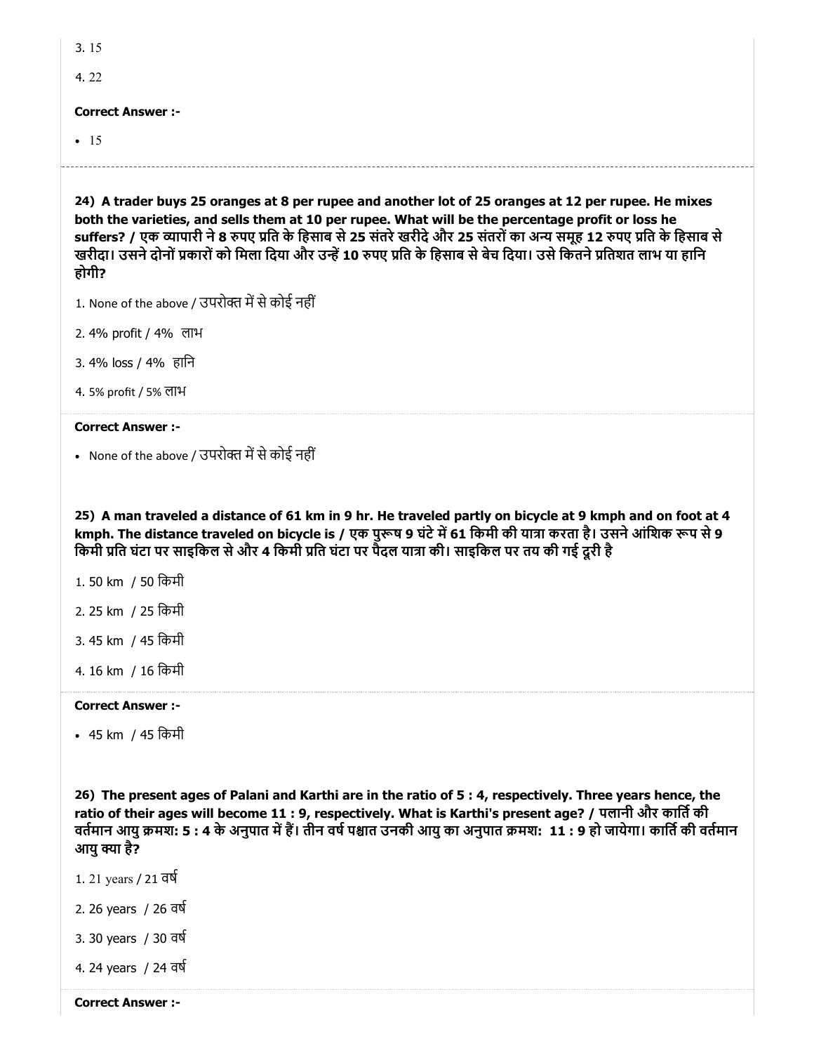3. 15

4. 22

**Correct Answer :-**

- 15

---

**24) A trader buys 25 oranges at 8 per rupee and another lot of 25 oranges at 12 per rupee. He mixes both the varieties, and sells them at 10 per rupee. What will be the percentage profit or loss he suffers? / एक व्यापारी ने 8 रुपए प्रति के हिसाब से 25 संतरे खरीदे और 25 संतरों का अन्य समूह 12 रुपए प्रति के हिसाब से खरीदा। उसने दोनों प्रकारों को मिला दिया और उन्हें 10 रुपए प्रति के हिसाब से बेच दिया। उसे कितने प्रतिशत लाभ या हानि होगी?**

1. None of the above / उपरोक्त में से कोई नहीं

2. 4% profit / 4% लाभ

3. 4% loss / 4% हानि

4. 5% profit / 5% लाभ

**Correct Answer :-**

- None of the above / उपरोक्त में से कोई नहीं

**25) A man traveled a distance of 61 km in 9 hr. He traveled partly on bicycle at 9 kmph and on foot at 4 kmph. The distance traveled on bicycle is / एक पुरूष 9 घंटे में 61 किमी की यात्रा करता है। उसने आंशिक रूप से 9 किमी प्रति घंटा पर साइकिल से और 4 किमी प्रति घंटा पर पैदल यात्रा की। साइकिल पर तय की गई दूरी है**

1. 50 km / 50 किमी

2. 25 km / 25 किमी

3. 45 km / 45 किमी

4. 16 km / 16 किमी

**Correct Answer :-**

- 45 km / 45 किमी

**26) The present ages of Palani and Karthi are in the ratio of 5 : 4, respectively. Three years hence, the ratio of their ages will become 11 : 9, respectively. What is Karthi's present age? / पलानी और कार्ति की वर्तमान आयु क्रमशः 5 : 4 के अनुपात में हैं। तीन वर्ष पश्चात उनकी आयु का अनुपात क्रमशः 11 : 9 हो जायेगा। कार्ति की वर्तमान आयु क्या है?**

1. 21 years / 21 वर्ष

2. 26 years / 26 वर्ष

3. 30 years / 30 वर्ष

4. 24 years / 24 वर्ष

**Correct Answer :-**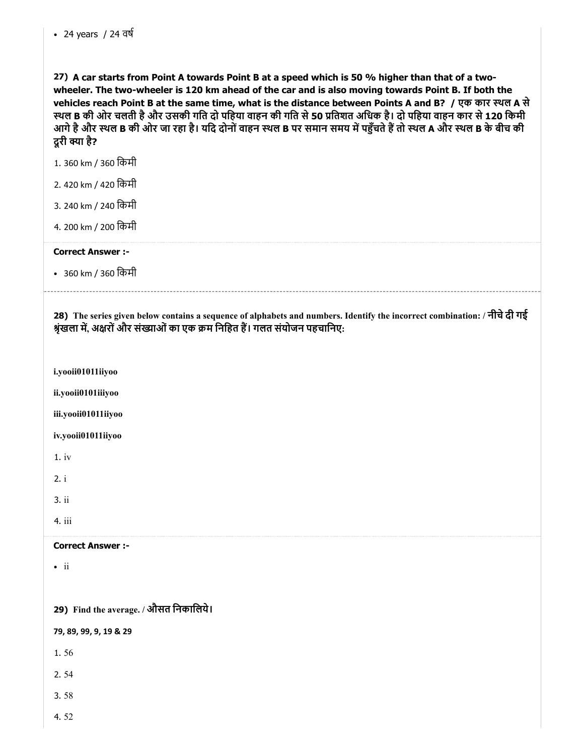- 24 years / 24 वर्ष

**27) A car starts from Point A towards Point B at a speed which is 50 % higher than that of a two-wheeler. The two-wheeler is 120 km ahead of the car and is also moving towards Point B. If both the vehicles reach Point B at the same time, what is the distance between Points A and B? / एक कार स्थल A से स्थल B की ओर चलती है और उसकी गति दो पहिया वाहन की गति से 50 प्रतिशत अधिक है। दो पहिया वाहन कार से 120 किमी आगे है और स्थल B की ओर जा रहा है। यदि दोनों वाहन स्थल B पर समान समय में पहुँचते हैं तो स्थल A और स्थल B के बीच की दूरी क्या है?**

1. 360 km / 360 किमी
2. 420 km / 420 किमी
3. 240 km / 240 किमी
4. 200 km / 200 किमी

**Correct Answer :-**

- 360 km / 360 किमी

**28) The series given below contains a sequence of alphabets and numbers. Identify the incorrect combination: / नीचे दी गई श्रृंखला में, अक्षरों और संख्याओं का एक क्रम निहित हैं। गलत संयोजन पहचानिए:**

**i.yooii01011iiyoo**

**ii.yooii0101iiiyoo**

**iii.yooii01011iiyoo**

**iv.yooii01011iiyoo**

1. iv
2. i
3. ii
4. iii

**Correct Answer :-**

- ii

**29) Find the average. / औसत निकालिये।**

**79, 89, 99, 9, 19 & 29**

1. 56
2. 54
3. 58
4. 52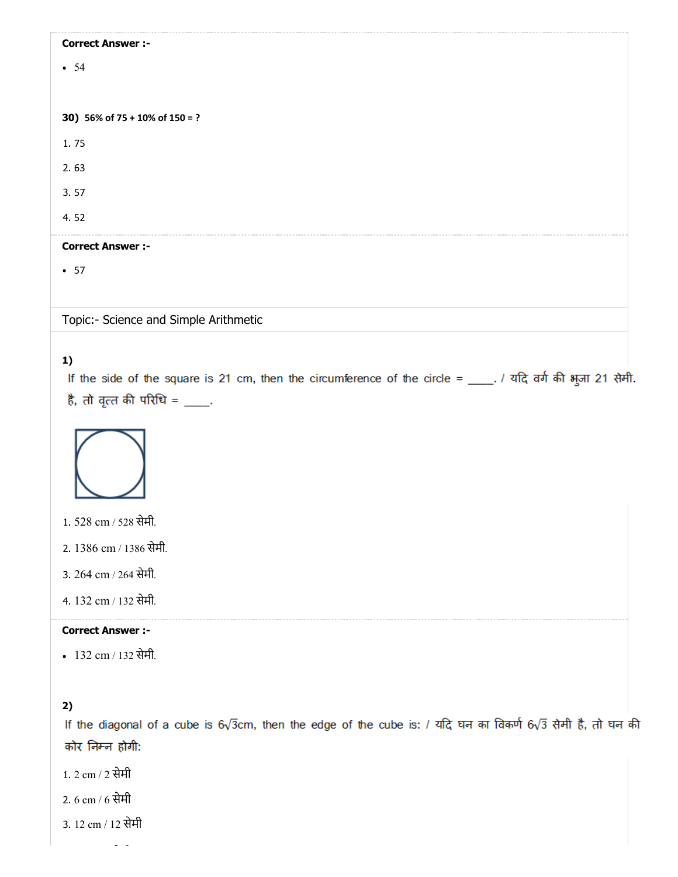**Correct Answer :-**

- 54

**30)** **56% of 75 + 10% of 150 = ?**

1. 75

2. 63

3. 57

4. 52

**Correct Answer :-**

- 57

Topic:- Science and Simple Arithmetic

**1)**

If the side of the square is 21 cm, then the circumference of the circle = ____. / यदि वर्ग की भुजा 21 सेमी. है, तो वृत्त की परिधि = ____.

1. 528 cm / 528 सेमी.

2. 1386 cm / 1386 सेमी.

3. 264 cm / 264 सेमी.

4. 132 cm / 132 सेमी.

**Correct Answer :-**

- 132 cm / 132 सेमी.

**2)**

If the diagonal of a cube is $6\sqrt{3}$cm, then the edge of the cube is: / यदि घन का विकर्ण $6\sqrt{3}$ सेमी है, तो घन की कोर निम्न होगी:

1. 2 cm / 2 सेमी

2. 6 cm / 6 सेमी

3. 12 cm / 12 सेमी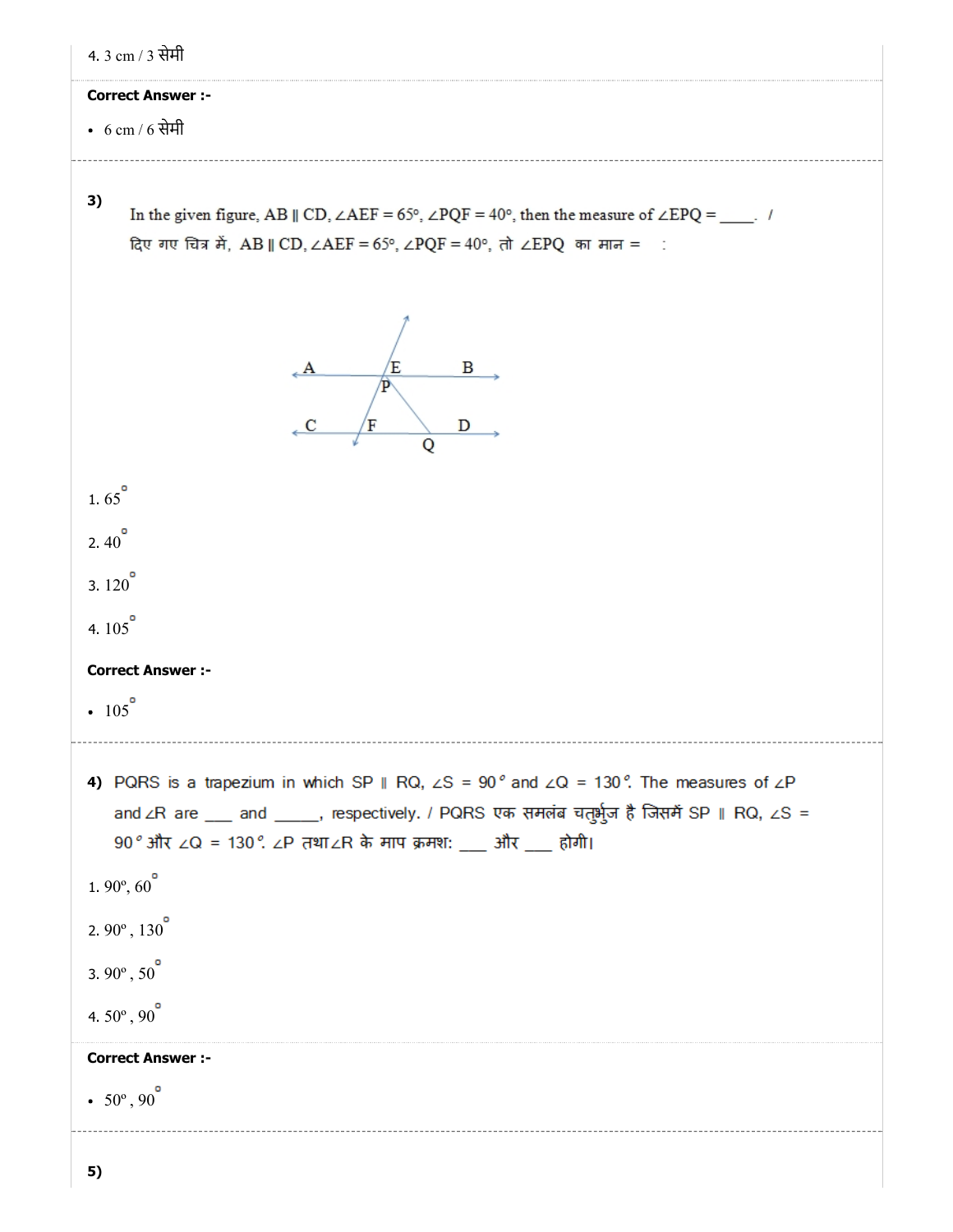4. 3 cm / 3 सेमी

**Correct Answer :-**

- 6 cm / 6 सेमी

---

**3)** In the given figure, AB ∥ CD, ∠AEF = 65°, ∠PQF = 40°, then the measure of ∠EPQ = ____. / दिए गए चित्र में, AB ∥ CD, ∠AEF = 65°, ∠PQF = 40°, तो ∠EPQ का मान = :

1. $65^{\circ}$

2. $40^{\circ}$

3. $120^{\circ}$

4. $105^{\circ}$

**Correct Answer :-**

- $105^{\circ}$

---

**4)** PQRS is a trapezium in which SP ∥ RQ, ∠S = 90° and ∠Q = 130°. The measures of ∠P and ∠R are ___ and _____, respectively. / PQRS एक समलंब चतुर्भुज है जिसमें SP ∥ RQ, ∠S = 90° और ∠Q = 130°. ∠P तथा ∠R के माप क्रमश: ___ और ___ होगी।

1. 90°, $60^{\circ}$

2. 90°, $130^{\circ}$

3. 90°, $50^{\circ}$

4. 50°, $90^{\circ}$

**Correct Answer :-**

- 50°, $90^{\circ}$

---

**5)**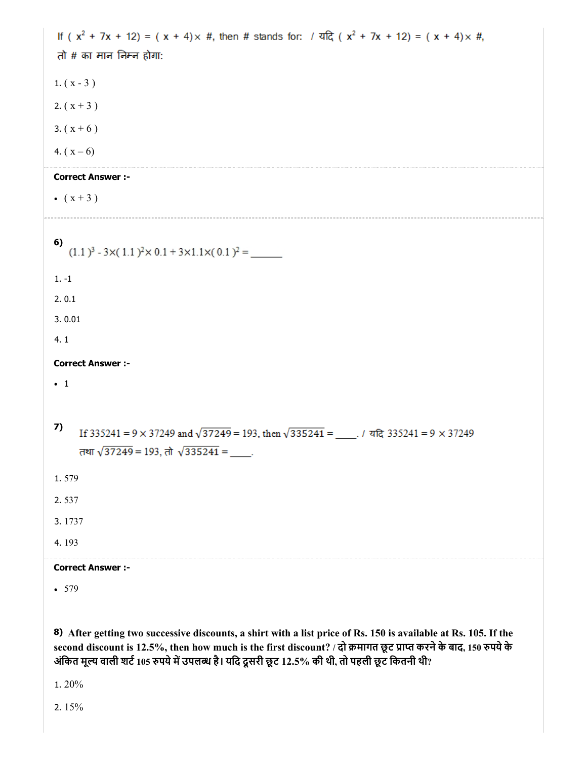If ( $x^2 + 7x + 12$) = ( x + 4)× #, then # stands for:  / यदि ( $x^2 + 7x + 12$) = ( x + 4)× #, तो # का मान निम्न होगा:

1. ( x - 3 )

2. ( x + 3 )

3. ( x + 6 )

4. ( x – 6)

**Correct Answer :-**

- ( x + 3 )

---

**6)** $(1.1)^3 - 3\times(1.1)^2\times 0.1 + 3\times 1.1\times(0.1)^2 =$ ______

1. -1

2. 0.1

3. 0.01

4. 1

**Correct Answer :-**

- 1

**7)** If $335241 = 9 \times 37249$ and $\sqrt{37249} = 193$, then $\sqrt{335241} =$ ____. / यदि $335241 = 9 \times 37249$ तथा $\sqrt{37249} = 193$, तो $\sqrt{335241} =$ ____.

1. 579

2. 537

3. 1737

4. 193

**Correct Answer :-**

- 579

**8)** **After getting two successive discounts, a shirt with a list price of Rs. 150 is available at Rs. 105. If the second discount is 12.5%, then how much is the first discount? / दो क्रमागत छूट प्राप्त करने के बाद, 150 रुपये के अंकित मूल्य वाली शर्ट 105 रुपये में उपलब्ध है। यदि दूसरी छूट 12.5% की थी, तो पहली छूट कितनी थी?**

1. 20%

2. 15%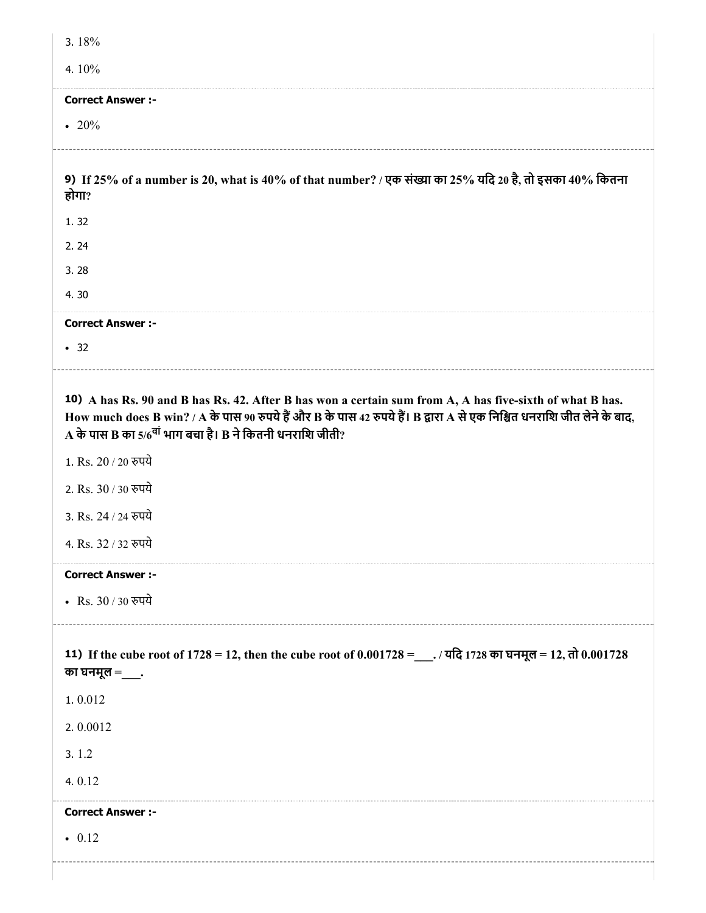3. 18%

4. 10%

**Correct Answer :-**

- 20%

---

**9) If 25% of a number is 20, what is 40% of that number? / एक संख्या का 25% यदि 20 है, तो इसका 40% कितना होगा?**

1. 32

2. 24

3. 28

4. 30

**Correct Answer :-**

- 32

---

**10) A has Rs. 90 and B has Rs. 42. After B has won a certain sum from A, A has five-sixth of what B has. How much does B win? / A के पास 90 रुपये हैं और B के पास 42 रुपये हैं। B द्वारा A से एक निश्चित धनराशि जीत लेने के बाद, A के पास B का 5/6$^{वां}$ भाग बचा है। B ने कितनी धनराशि जीती?**

1. Rs. 20 / 20 रुपये

2. Rs. 30 / 30 रुपये

3. Rs. 24 / 24 रुपये

4. Rs. 32 / 32 रुपये

**Correct Answer :-**

- Rs. 30 / 30 रुपये

---

**11) If the cube root of 1728 = 12, then the cube root of 0.001728 =___. / यदि 1728 का घनमूल = 12, तो 0.001728 का घनमूल =___.**

1. 0.012

2. 0.0012

3. 1.2

4. 0.12

**Correct Answer :-**

- 0.12

---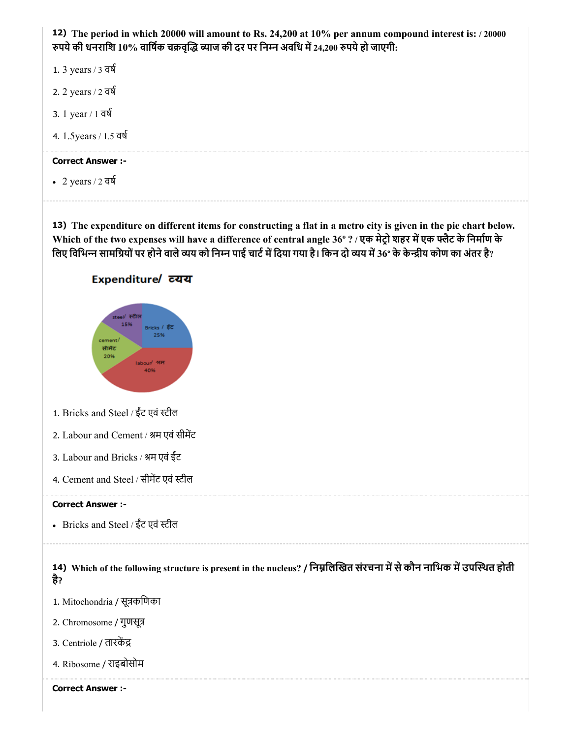**12) The period in which 20000 will amount to Rs. 24,200 at 10% per annum compound interest is: / 20000 रुपये की धनराशि 10% वार्षिक चक्रवृद्धि ब्याज की दर पर निम्न अवधि में 24,200 रुपये हो जाएगी:**

1. 3 years / 3 वर्ष
2. 2 years / 2 वर्ष
3. 1 year / 1 वर्ष
4. 1.5years / 1.5 वर्ष

**Correct Answer :-**

- 2 years / 2 वर्ष

---

**13) The expenditure on different items for constructing a flat in a metro city is given in the pie chart below. Which of the two expenses will have a difference of central angle 36° ? / एक मेट्रो शहर में एक फ्लैट के निर्माण के लिए विभिन्न सामग्रियों पर होने वाले व्यय को निम्न पाई चार्ट में दिया गया है। किन दो व्यय में 36° के केन्द्रीय कोण का अंतर है?**

Expenditure/ व्यय

- steel/ स्टील 15%
- Bricks / ईंट 25%
- cement/ सीमेंट 20%
- labour/ श्रम 40%

1. Bricks and Steel / ईंट एवं स्टील
2. Labour and Cement / श्रम एवं सीमेंट
3. Labour and Bricks / श्रम एवं ईंट
4. Cement and Steel / सीमेंट एवं स्टील

**Correct Answer :-**

- Bricks and Steel / ईंट एवं स्टील

---

**14) Which of the following structure is present in the nucleus? / निम्नलिखित संरचना में से कौन नाभिक में उपस्थित होती है?**

1. Mitochondria / सूत्रकणिका
2. Chromosome / गुणसूत्र
3. Centriole / तारकेंद्र
4. Ribosome / राइबोसोम

**Correct Answer :-**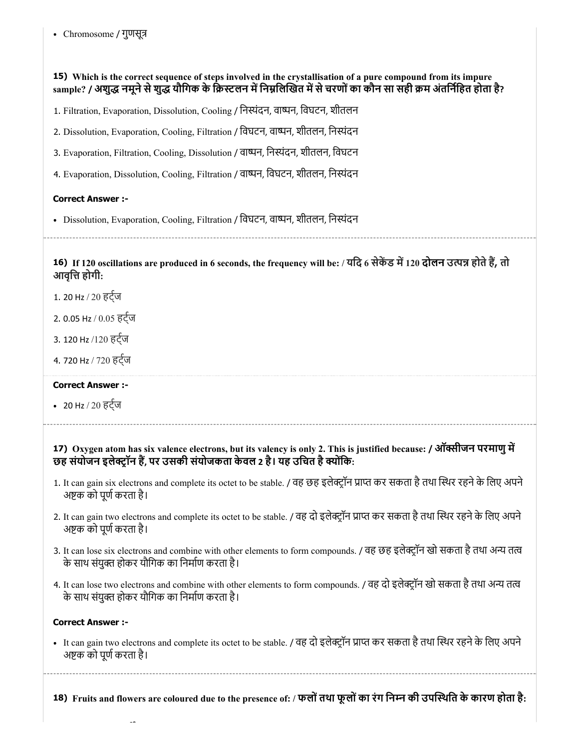- Chromosome / गुणसूत्र

**15) Which is the correct sequence of steps involved in the crystallisation of a pure compound from its impure sample? / अशुद्ध नमूने से शुद्ध यौगिक के क्रिस्टलन में निम्नलिखित में से चरणों का कौन सा सही क्रम अंतर्निहित होता है?**

1. Filtration, Evaporation, Dissolution, Cooling / निस्यंदन, वाष्पन, विघटन, शीतलन
2. Dissolution, Evaporation, Cooling, Filtration / विघटन, वाष्पन, शीतलन, निस्यंदन
3. Evaporation, Filtration, Cooling, Dissolution / वाष्पन, निस्यंदन, शीतलन, विघटन
4. Evaporation, Dissolution, Cooling, Filtration / वाष्पन, विघटन, शीतलन, निस्यंदन

**Correct Answer :-**

- Dissolution, Evaporation, Cooling, Filtration / विघटन, वाष्पन, शीतलन, निस्यंदन

---

**16) If 120 oscillations are produced in 6 seconds, the frequency will be: / यदि 6 सेकेंड में 120 दोलन उत्पन्न होते हैं, तो आवृत्ति होगी:**

1. 20 Hz / 20 हर्ट्ज
2. 0.05 Hz / 0.05 हर्ट्ज
3. 120 Hz /120 हर्ट्ज
4. 720 Hz / 720 हर्ट्ज

**Correct Answer :-**

- 20 Hz / 20 हर्ट्ज

---

**17) Oxygen atom has six valence electrons, but its valency is only 2. This is justified because: / ऑक्सीजन परमाणु में छह संयोजन इलेक्ट्रॉन हैं, पर उसकी संयोजकता केवल 2 है। यह उचित है क्योंकि:**

1. It can gain six electrons and complete its octet to be stable. / वह छह इलेक्ट्रॉन प्राप्त कर सकता है तथा स्थिर रहने के लिए अपने अष्टक को पूर्ण करता है।
2. It can gain two electrons and complete its octet to be stable. / वह दो इलेक्ट्रॉन प्राप्त कर सकता है तथा स्थिर रहने के लिए अपने अष्टक को पूर्ण करता है।
3. It can lose six electrons and combine with other elements to form compounds. / वह छह इलेक्ट्रॉन खो सकता है तथा अन्य तत्व के साथ संयुक्त होकर यौगिक का निर्माण करता है।
4. It can lose two electrons and combine with other elements to form compounds. / वह दो इलेक्ट्रॉन खो सकता है तथा अन्य तत्व के साथ संयुक्त होकर यौगिक का निर्माण करता है।

**Correct Answer :-**

- It can gain two electrons and complete its octet to be stable. / वह दो इलेक्ट्रॉन प्राप्त कर सकता है तथा स्थिर रहने के लिए अपने अष्टक को पूर्ण करता है।

---

**18) Fruits and flowers are coloured due to the presence of: / फलों तथा फूलों का रंग निम्न की उपस्थिति के कारण होता है:**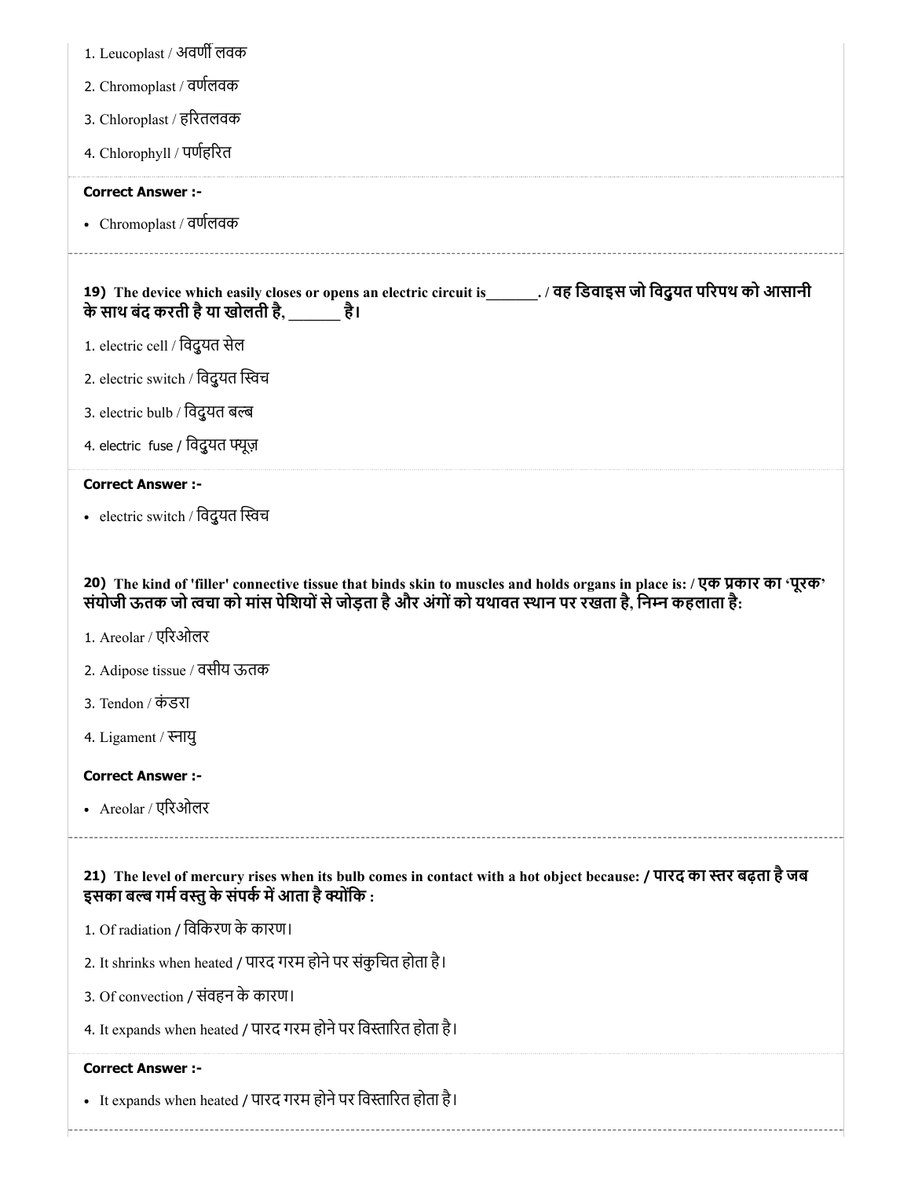1. Leucoplast / अवर्णी लवक

2. Chromoplast / वर्णलवक

3. Chloroplast / हरितलवक

4. Chlorophyll / पर्णहरित

**Correct Answer :-**

- Chromoplast / वर्णलवक

**19) The device which easily closes or opens an electric circuit is_______. / वह डिवाइस जो विद्युत परिपथ को आसानी के साथ बंद करती है या खोलती है, _______ है।**

1. electric cell / विद्युत सेल

2. electric switch / विद्युत स्विच

3. electric bulb / विद्युत बल्ब

4. electric fuse / विद्युत फ्यूज़

**Correct Answer :-**

- electric switch / विद्युत स्विच

**20) The kind of 'filler' connective tissue that binds skin to muscles and holds organs in place is: / एक प्रकार का 'पूरक' संयोजी ऊतक जो त्वचा को मांस पेशियों से जोड़ता है और अंगों को यथावत स्थान पर रखता है, निम्न कहलाता है:**

1. Areolar / एरिओलर

2. Adipose tissue / वसीय ऊतक

3. Tendon / कंडरा

4. Ligament / स्नायु

**Correct Answer :-**

- Areolar / एरिओलर

**21) The level of mercury rises when its bulb comes in contact with a hot object because: / पारद का स्तर बढ़ता है जब इसका बल्ब गर्म वस्तु के संपर्क में आता है क्योंकि :**

1. Of radiation / विकिरण के कारण।

2. It shrinks when heated / पारद गरम होने पर संकुचित होता है।

3. Of convection / संवहन के कारण।

4. It expands when heated / पारद गरम होने पर विस्तारित होता है।

**Correct Answer :-**

- It expands when heated / पारद गरम होने पर विस्तारित होता है।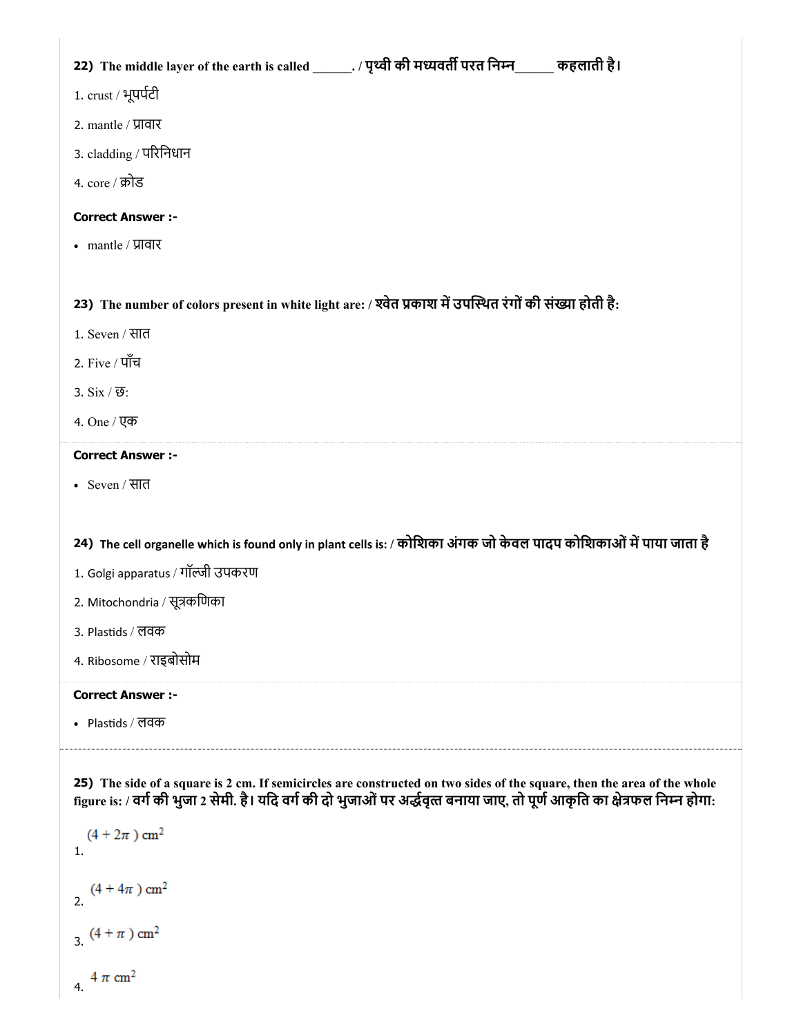**22)** The middle layer of the earth is called ______. / पृथ्वी की मध्यवर्ती परत निम्न______ कहलाती है।

1. crust / भूपर्पटी
2. mantle / प्रावार
3. cladding / परिनिधान
4. core / क्रोड

**Correct Answer :-**

- mantle / प्रावार

**23)** The number of colors present in white light are: / श्वेत प्रकाश में उपस्थित रंगों की संख्या होती है:

1. Seven / सात
2. Five / पाँच
3. Six / छ:
4. One / एक

**Correct Answer :-**

- Seven / सात

**24)** The cell organelle which is found only in plant cells is: / कोशिका अंगक जो केवल पादप कोशिकाओं में पाया जाता है

1. Golgi apparatus / गॉल्जी उपकरण
2. Mitochondria / सूत्रकणिका
3. Plastids / लवक
4. Ribosome / राइबोसोम

**Correct Answer :-**

- Plastids / लवक

**25)** The side of a square is 2 cm. If semicircles are constructed on two sides of the square, then the area of the whole figure is: / वर्ग की भुजा 2 सेमी. है। यदि वर्ग की दो भुजाओं पर अर्द्धवृत्त बनाया जाए, तो पूर्ण आकृति का क्षेत्रफल निम्न होगा:

1. $(4 + 2\pi)\ \text{cm}^2$
2. $(4 + 4\pi)\ \text{cm}^2$
3. $(4 + \pi)\ \text{cm}^2$
4. $4\pi\ \text{cm}^2$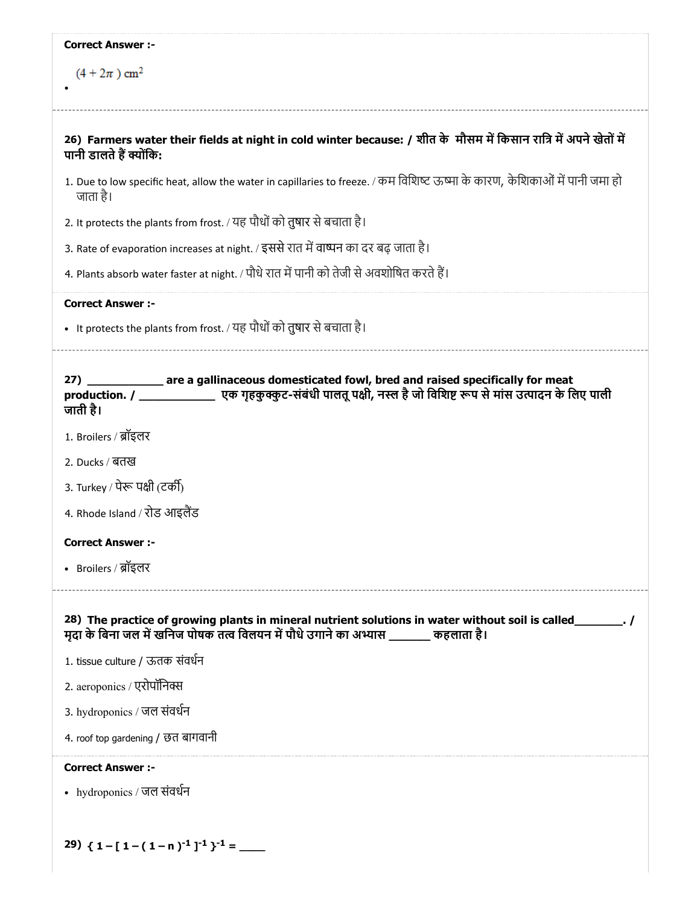**Correct Answer :-**

- $(4 + 2\pi)\ \text{cm}^2$

---

**26) Farmers water their fields at night in cold winter because: / शीत के मौसम में किसान रात्रि में अपने खेतों में पानी डालते हैं क्योंकि:**

1. Due to low specific heat, allow the water in capillaries to freeze. / कम विशिष्ट ऊष्मा के कारण, केशिकाओं में पानी जमा हो जाता है।
2. It protects the plants from frost. / यह पौधों को तुषार से बचाता है।
3. Rate of evaporation increases at night. / इससे रात में वाष्पन का दर बढ़ जाता है।
4. Plants absorb water faster at night. / पौधे रात में पानी को तेजी से अवशोषित करते हैं।

**Correct Answer :-**

- It protects the plants from frost. / यह पौधों को तुषार से बचाता है।

---

**27) ____________ are a gallinaceous domesticated fowl, bred and raised specifically for meat production. / ____________ एक गृहकुक्कुट-संबंधी पालतू पक्षी, नस्ल है जो विशिष्ट रूप से मांस उत्पादन के लिए पाली जाती है।**

1. Broilers / ब्रॉइलर
2. Ducks / बतख
3. Turkey / पेरू पक्षी (टर्की)
4. Rhode Island / रोड आइलैंड

**Correct Answer :-**

- Broilers / ब्रॉइलर

---

**28) The practice of growing plants in mineral nutrient solutions in water without soil is called________. / मृदा के बिना जल में खनिज पोषक तत्व विलयन में पौधे उगाने का अभ्यास _______ कहलाता है।**

1. tissue culture / ऊतक संवर्धन
2. aeroponics / एरोपॉनिक्स
3. hydroponics / जल संवर्धन
4. roof top gardening / छत बागवानी

**Correct Answer :-**

- hydroponics / जल संवर्धन

**29)** $\{ 1 - [ 1 - ( 1 - n )^{-1} ]^{-1} \}^{-1} =$ ____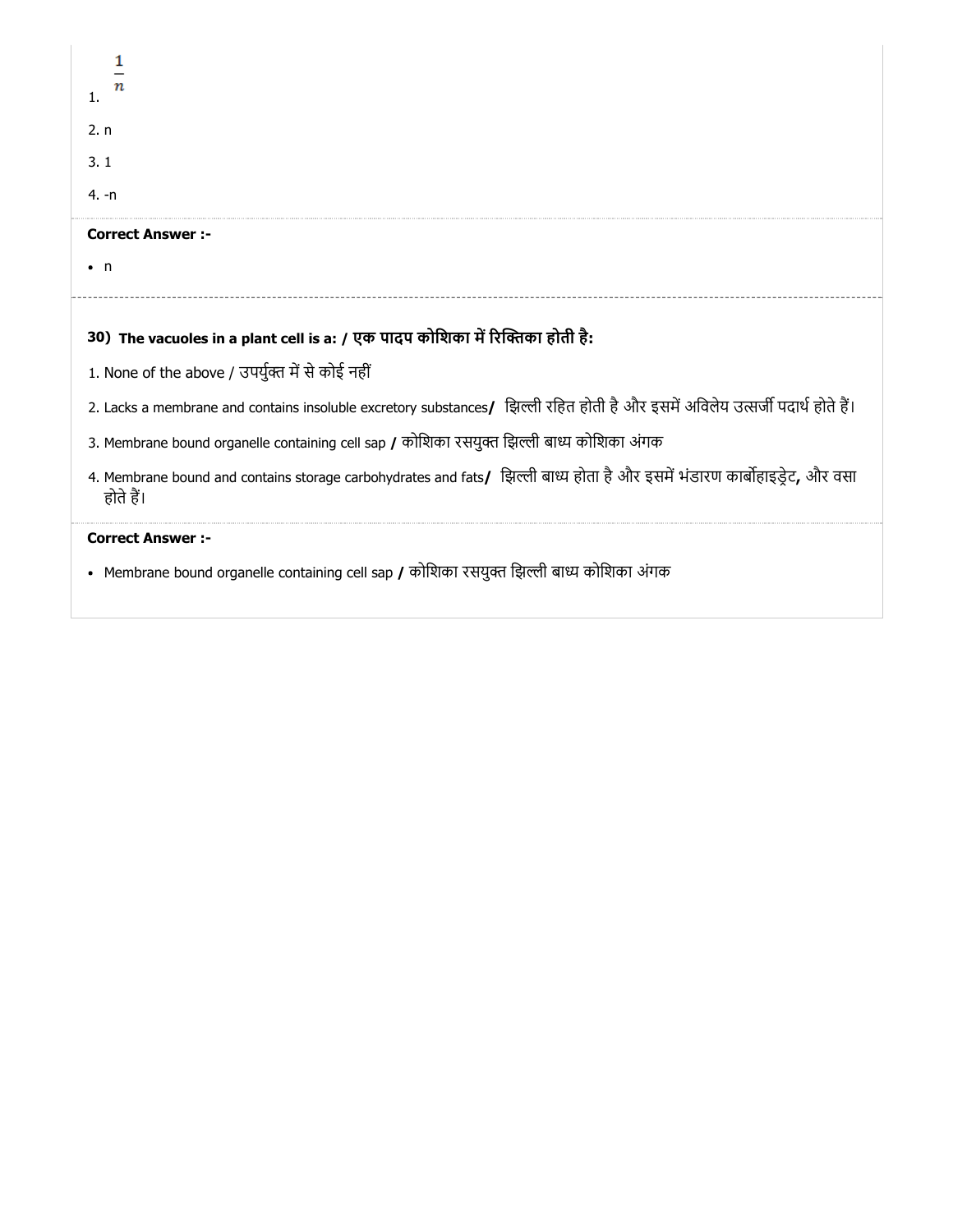1. $\frac{1}{n}$

2. n

3. 1

4. -n

**Correct Answer :-**

- n

**30) The vacuoles in a plant cell is a: / एक पादप कोशिका में रिक्तिका होती है:**

1. None of the above / उपर्युक्त में से कोई नहीं

2. Lacks a membrane and contains insoluble excretory substances/ झिल्ली रहित होती है और इसमें अविलेय उत्सर्जी पदार्थ होते हैं।

3. Membrane bound organelle containing cell sap / कोशिका रसयुक्त झिल्ली बाध्य कोशिका अंगक

4. Membrane bound and contains storage carbohydrates and fats/ झिल्ली बाध्य होता है और इसमें भंडारण कार्बोहाइड्रेट, और वसा होते हैं।

**Correct Answer :-**

- Membrane bound organelle containing cell sap / कोशिका रसयुक्त झिल्ली बाध्य कोशिका अंगक